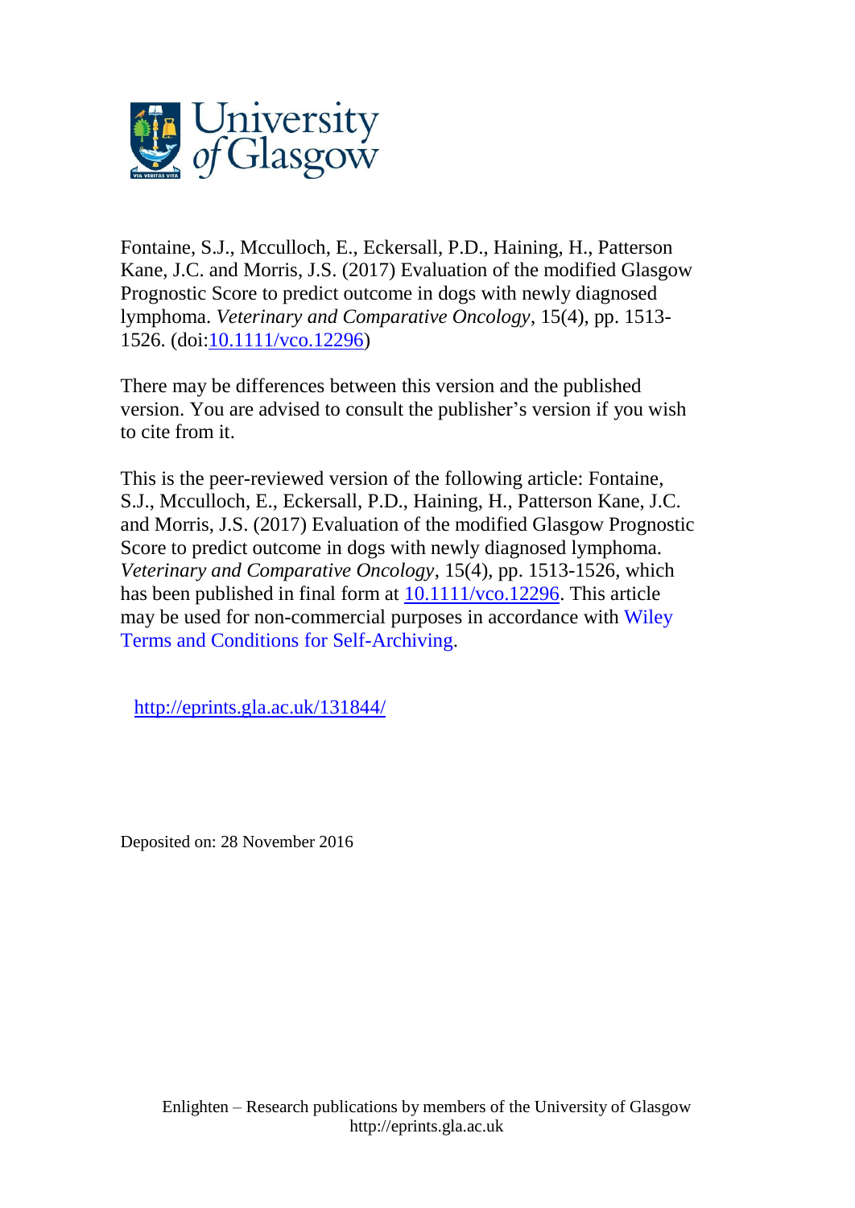Fontaine, S.J., Mcculloch, E., Eckersall, P.D., Haining, H., Patterson Kane, J.C. and Morris, J.S. (2017) Evaluation of the modified Glasgow Prognostic Score to predict outcome in dogs with newly diagnosed lymphoma. *Veterinary and Comparative Oncology*, 15(4), pp. 1513-1526. (doi:10.1111/vco.12296)

There may be differences between this version and the published version. You are advised to consult the publisher's version if you wish to cite from it.

This is the peer-reviewed version of the following article: Fontaine, S.J., Mcculloch, E., Eckersall, P.D., Haining, H., Patterson Kane, J.C. and Morris, J.S. (2017) Evaluation of the modified Glasgow Prognostic Score to predict outcome in dogs with newly diagnosed lymphoma. *Veterinary and Comparative Oncology*, 15(4), pp. 1513-1526, which has been published in final form at 10.1111/vco.12296. This article may be used for non-commercial purposes in accordance with Wiley Terms and Conditions for Self-Archiving.

http://eprints.gla.ac.uk/131844/

Deposited on: 28 November 2016

Enlighten – Research publications by members of the University of Glasgow
http://eprints.gla.ac.uk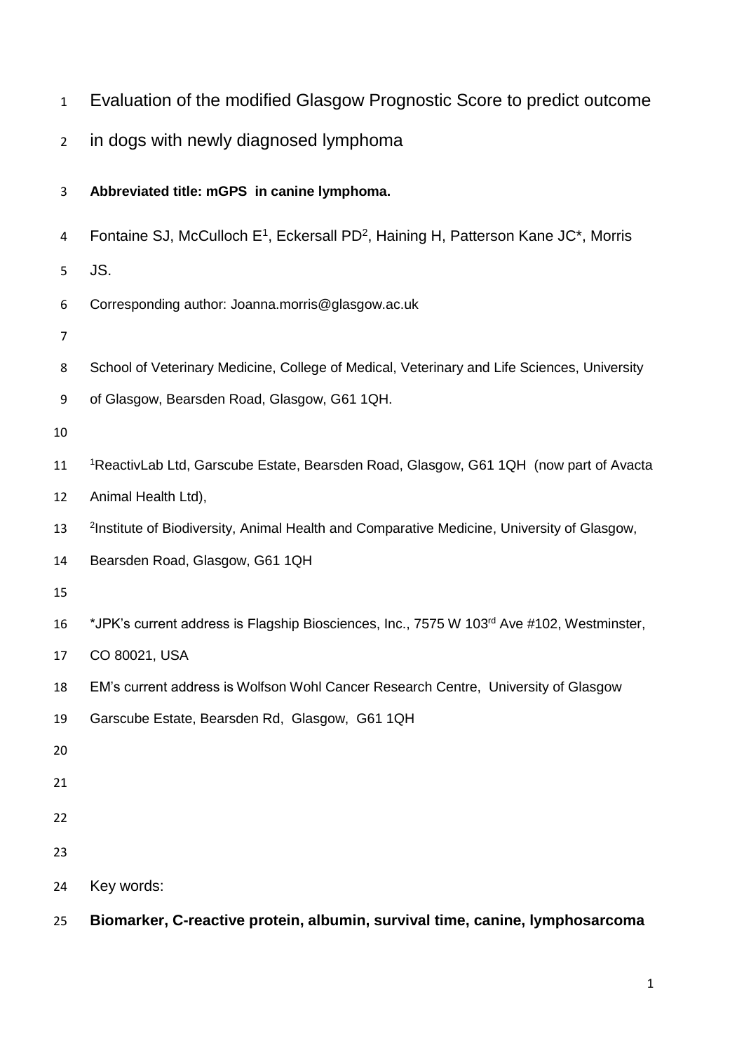# Evaluation of the modified Glasgow Prognostic Score to predict outcome in dogs with newly diagnosed lymphoma

**Abbreviated title: mGPS in canine lymphoma.**

Fontaine SJ, McCulloch E[1], Eckersall PD[2], Haining H, Patterson Kane JC*, Morris JS.

Corresponding author: Joanna.morris@glasgow.ac.uk

School of Veterinary Medicine, College of Medical, Veterinary and Life Sciences, University of Glasgow, Bearsden Road, Glasgow, G61 1QH.

[1]ReactivLab Ltd, Garscube Estate, Bearsden Road, Glasgow, G61 1QH (now part of Avacta Animal Health Ltd),

[2]Institute of Biodiversity, Animal Health and Comparative Medicine, University of Glasgow, Bearsden Road, Glasgow, G61 1QH

*JPK's current address is Flagship Biosciences, Inc., 7575 W 103rd Ave #102, Westminster, CO 80021, USA

EM's current address is Wolfson Wohl Cancer Research Centre, University of Glasgow Garscube Estate, Bearsden Rd, Glasgow, G61 1QH

Key words:

**Biomarker, C-reactive protein, albumin, survival time, canine, lymphosarcoma**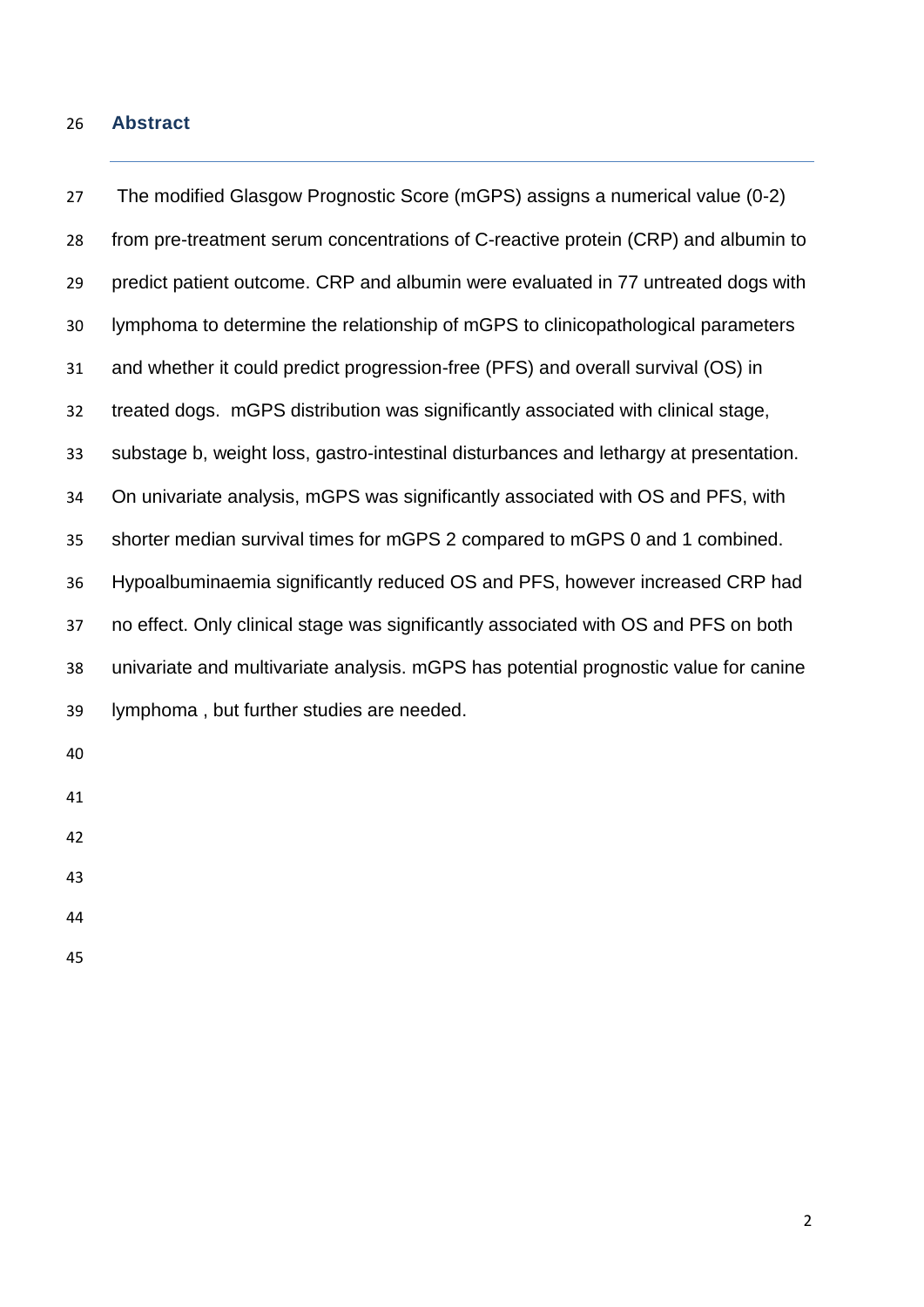## Abstract

The modified Glasgow Prognostic Score (mGPS) assigns a numerical value (0-2) from pre-treatment serum concentrations of C-reactive protein (CRP) and albumin to predict patient outcome. CRP and albumin were evaluated in 77 untreated dogs with lymphoma to determine the relationship of mGPS to clinicopathological parameters and whether it could predict progression-free (PFS) and overall survival (OS) in treated dogs. mGPS distribution was significantly associated with clinical stage, substage b, weight loss, gastro-intestinal disturbances and lethargy at presentation. On univariate analysis, mGPS was significantly associated with OS and PFS, with shorter median survival times for mGPS 2 compared to mGPS 0 and 1 combined. Hypoalbuminaemia significantly reduced OS and PFS, however increased CRP had no effect. Only clinical stage was significantly associated with OS and PFS on both univariate and multivariate analysis. mGPS has potential prognostic value for canine lymphoma , but further studies are needed.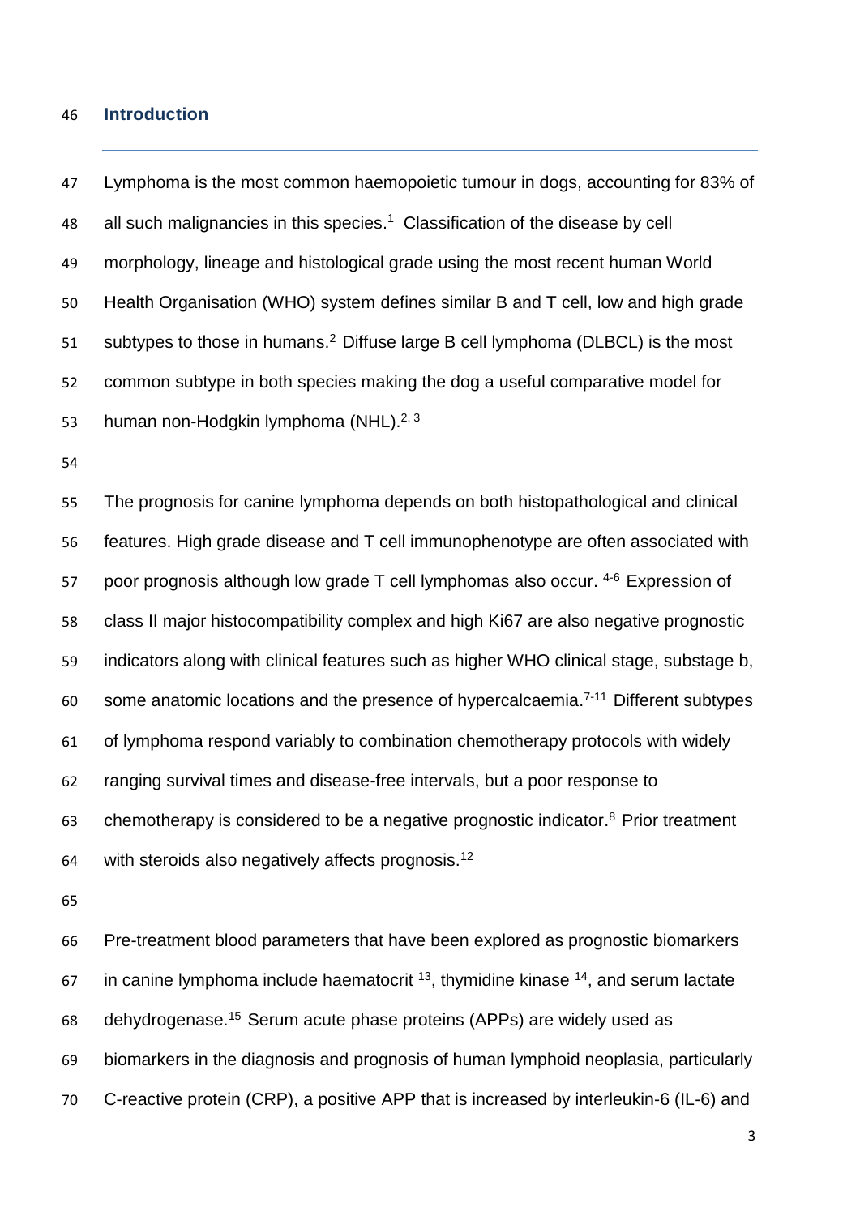## Introduction

Lymphoma is the most common haemopoietic tumour in dogs, accounting for 83% of all such malignancies in this species.[1] Classification of the disease by cell morphology, lineage and histological grade using the most recent human World Health Organisation (WHO) system defines similar B and T cell, low and high grade subtypes to those in humans.[2] Diffuse large B cell lymphoma (DLBCL) is the most common subtype in both species making the dog a useful comparative model for human non-Hodgkin lymphoma (NHL).[2, 3]

The prognosis for canine lymphoma depends on both histopathological and clinical features. High grade disease and T cell immunophenotype are often associated with poor prognosis although low grade T cell lymphomas also occur. [4-6] Expression of class II major histocompatibility complex and high Ki67 are also negative prognostic indicators along with clinical features such as higher WHO clinical stage, substage b, some anatomic locations and the presence of hypercalcaemia.[7-11] Different subtypes of lymphoma respond variably to combination chemotherapy protocols with widely ranging survival times and disease-free intervals, but a poor response to chemotherapy is considered to be a negative prognostic indicator.[8] Prior treatment with steroids also negatively affects prognosis.[12]

Pre-treatment blood parameters that have been explored as prognostic biomarkers in canine lymphoma include haematocrit [13], thymidine kinase [14], and serum lactate dehydrogenase.[15] Serum acute phase proteins (APPs) are widely used as biomarkers in the diagnosis and prognosis of human lymphoid neoplasia, particularly C-reactive protein (CRP), a positive APP that is increased by interleukin-6 (IL-6) and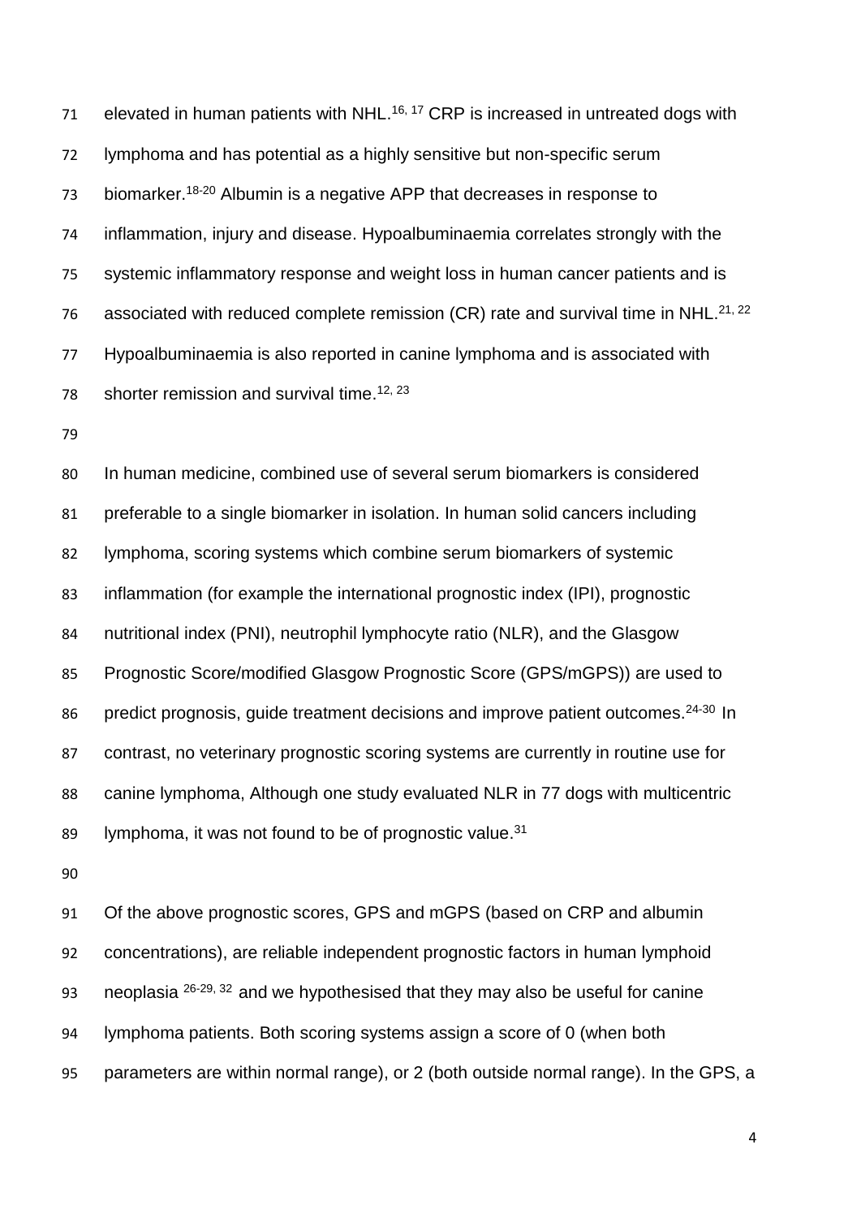elevated in human patients with NHL.[16, 17] CRP is increased in untreated dogs with lymphoma and has potential as a highly sensitive but non-specific serum biomarker.[18-20] Albumin is a negative APP that decreases in response to inflammation, injury and disease. Hypoalbuminaemia correlates strongly with the systemic inflammatory response and weight loss in human cancer patients and is associated with reduced complete remission (CR) rate and survival time in NHL.[21, 22] Hypoalbuminaemia is also reported in canine lymphoma and is associated with shorter remission and survival time.[12, 23]

In human medicine, combined use of several serum biomarkers is considered preferable to a single biomarker in isolation. In human solid cancers including lymphoma, scoring systems which combine serum biomarkers of systemic inflammation (for example the international prognostic index (IPI), prognostic nutritional index (PNI), neutrophil lymphocyte ratio (NLR), and the Glasgow Prognostic Score/modified Glasgow Prognostic Score (GPS/mGPS)) are used to predict prognosis, guide treatment decisions and improve patient outcomes.[24-30] In contrast, no veterinary prognostic scoring systems are currently in routine use for canine lymphoma, Although one study evaluated NLR in 77 dogs with multicentric lymphoma, it was not found to be of prognostic value.[31]

Of the above prognostic scores, GPS and mGPS (based on CRP and albumin concentrations), are reliable independent prognostic factors in human lymphoid neoplasia [26-29, 32] and we hypothesised that they may also be useful for canine lymphoma patients. Both scoring systems assign a score of 0 (when both parameters are within normal range), or 2 (both outside normal range). In the GPS, a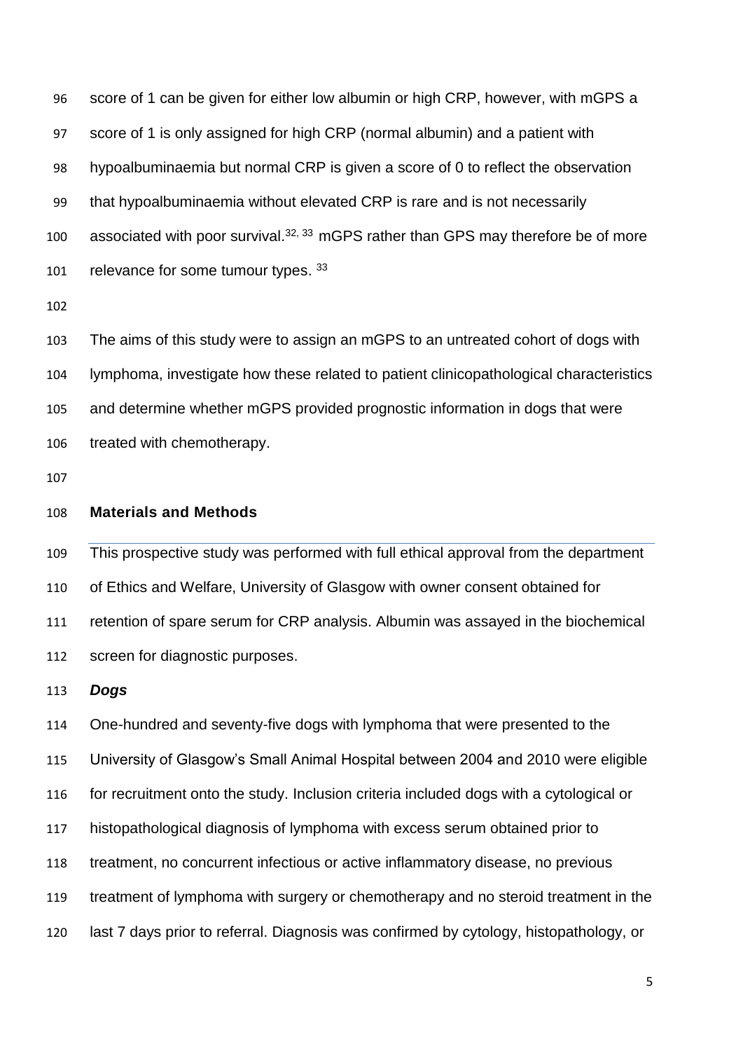score of 1 can be given for either low albumin or high CRP, however, with mGPS a score of 1 is only assigned for high CRP (normal albumin) and a patient with hypoalbuminaemia but normal CRP is given a score of 0 to reflect the observation that hypoalbuminaemia without elevated CRP is rare and is not necessarily associated with poor survival.[32, 33] mGPS rather than GPS may therefore be of more relevance for some tumour types. [33]

The aims of this study were to assign an mGPS to an untreated cohort of dogs with lymphoma, investigate how these related to patient clinicopathological characteristics and determine whether mGPS provided prognostic information in dogs that were treated with chemotherapy.

## Materials and Methods

This prospective study was performed with full ethical approval from the department of Ethics and Welfare, University of Glasgow with owner consent obtained for retention of spare serum for CRP analysis. Albumin was assayed in the biochemical screen for diagnostic purposes.

### *Dogs*

One-hundred and seventy-five dogs with lymphoma that were presented to the University of Glasgow's Small Animal Hospital between 2004 and 2010 were eligible for recruitment onto the study. Inclusion criteria included dogs with a cytological or histopathological diagnosis of lymphoma with excess serum obtained prior to treatment, no concurrent infectious or active inflammatory disease, no previous treatment of lymphoma with surgery or chemotherapy and no steroid treatment in the last 7 days prior to referral. Diagnosis was confirmed by cytology, histopathology, or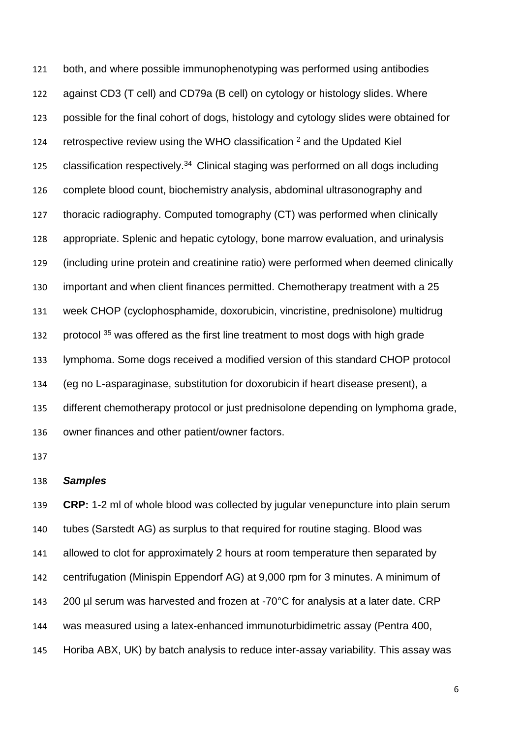both, and where possible immunophenotyping was performed using antibodies against CD3 (T cell) and CD79a (B cell) on cytology or histology slides. Where possible for the final cohort of dogs, histology and cytology slides were obtained for retrospective review using the WHO classification [2] and the Updated Kiel classification respectively.[34] Clinical staging was performed on all dogs including complete blood count, biochemistry analysis, abdominal ultrasonography and thoracic radiography. Computed tomography (CT) was performed when clinically appropriate. Splenic and hepatic cytology, bone marrow evaluation, and urinalysis (including urine protein and creatinine ratio) were performed when deemed clinically important and when client finances permitted. Chemotherapy treatment with a 25 week CHOP (cyclophosphamide, doxorubicin, vincristine, prednisolone) multidrug protocol [35] was offered as the first line treatment to most dogs with high grade lymphoma. Some dogs received a modified version of this standard CHOP protocol (eg no L-asparaginase, substitution for doxorubicin if heart disease present), a different chemotherapy protocol or just prednisolone depending on lymphoma grade, owner finances and other patient/owner factors.

***Samples***

**CRP:** 1-2 ml of whole blood was collected by jugular venepuncture into plain serum tubes (Sarstedt AG) as surplus to that required for routine staging. Blood was allowed to clot for approximately 2 hours at room temperature then separated by centrifugation (Minispin Eppendorf AG) at 9,000 rpm for 3 minutes. A minimum of 200 µl serum was harvested and frozen at -70°C for analysis at a later date. CRP was measured using a latex-enhanced immunoturbidimetric assay (Pentra 400, Horiba ABX, UK) by batch analysis to reduce inter-assay variability. This assay was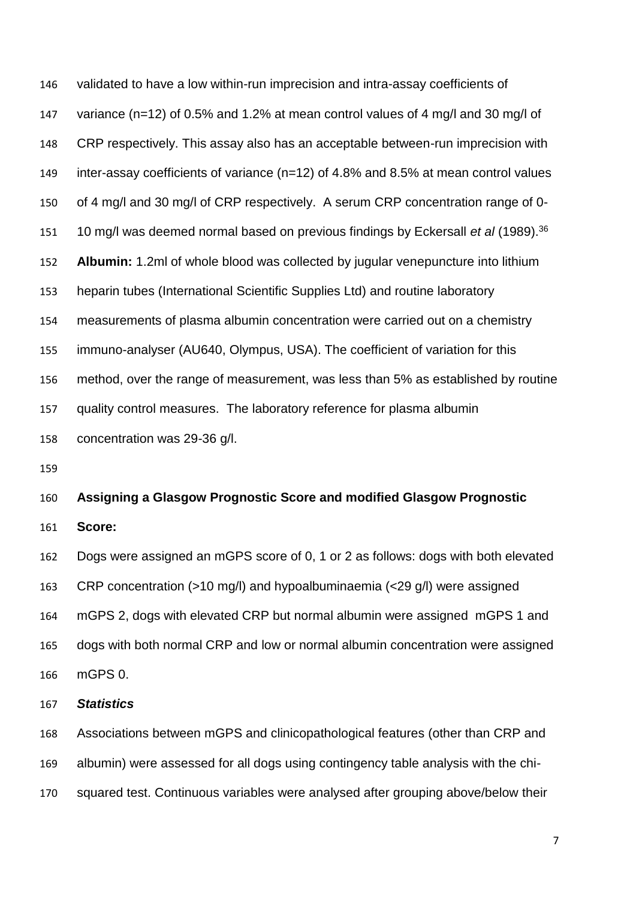validated to have a low within-run imprecision and intra-assay coefficients of variance (n=12) of 0.5% and 1.2% at mean control values of 4 mg/l and 30 mg/l of CRP respectively. This assay also has an acceptable between-run imprecision with inter-assay coefficients of variance (n=12) of 4.8% and 8.5% at mean control values of 4 mg/l and 30 mg/l of CRP respectively. A serum CRP concentration range of 0-10 mg/l was deemed normal based on previous findings by Eckersall *et al* (1989).[36]

**Albumin:** 1.2ml of whole blood was collected by jugular venepuncture into lithium heparin tubes (International Scientific Supplies Ltd) and routine laboratory measurements of plasma albumin concentration were carried out on a chemistry immuno-analyser (AU640, Olympus, USA). The coefficient of variation for this method, over the range of measurement, was less than 5% as established by routine quality control measures. The laboratory reference for plasma albumin concentration was 29-36 g/l.

**Assigning a Glasgow Prognostic Score and modified Glasgow Prognostic Score:**

Dogs were assigned an mGPS score of 0, 1 or 2 as follows: dogs with both elevated CRP concentration (>10 mg/l) and hypoalbuminaemia (<29 g/l) were assigned mGPS 2, dogs with elevated CRP but normal albumin were assigned mGPS 1 and dogs with both normal CRP and low or normal albumin concentration were assigned mGPS 0.

***Statistics***

Associations between mGPS and clinicopathological features (other than CRP and albumin) were assessed for all dogs using contingency table analysis with the chi-squared test. Continuous variables were analysed after grouping above/below their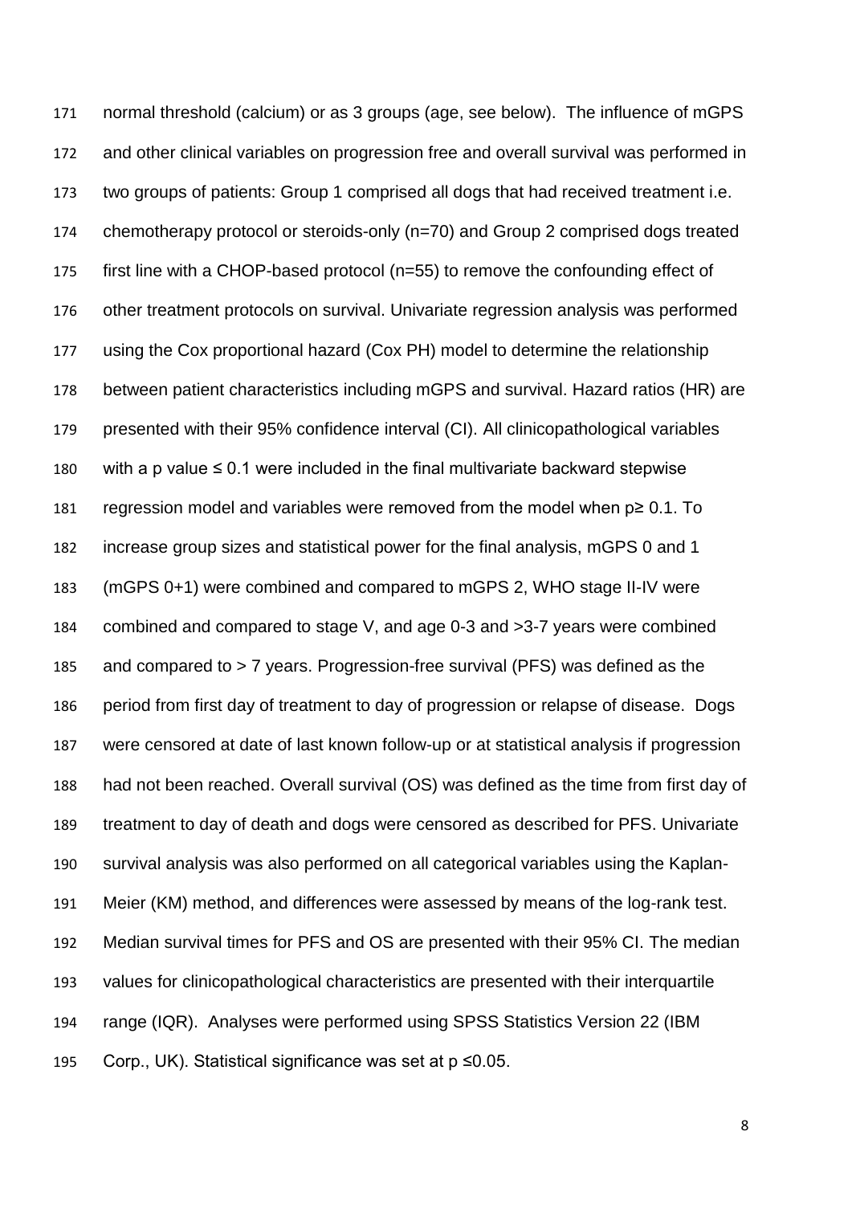normal threshold (calcium) or as 3 groups (age, see below). The influence of mGPS and other clinical variables on progression free and overall survival was performed in two groups of patients: Group 1 comprised all dogs that had received treatment i.e. chemotherapy protocol or steroids-only (n=70) and Group 2 comprised dogs treated first line with a CHOP-based protocol (n=55) to remove the confounding effect of other treatment protocols on survival. Univariate regression analysis was performed using the Cox proportional hazard (Cox PH) model to determine the relationship between patient characteristics including mGPS and survival. Hazard ratios (HR) are presented with their 95% confidence interval (CI). All clinicopathological variables with a p value $\leq 0.1$ were included in the final multivariate backward stepwise regression model and variables were removed from the model when $p \geq 0.1$. To increase group sizes and statistical power for the final analysis, mGPS 0 and 1 (mGPS 0+1) were combined and compared to mGPS 2, WHO stage II-IV were combined and compared to stage V, and age 0-3 and >3-7 years were combined and compared to > 7 years. Progression-free survival (PFS) was defined as the period from first day of treatment to day of progression or relapse of disease. Dogs were censored at date of last known follow-up or at statistical analysis if progression had not been reached. Overall survival (OS) was defined as the time from first day of treatment to day of death and dogs were censored as described for PFS. Univariate survival analysis was also performed on all categorical variables using the Kaplan-Meier (KM) method, and differences were assessed by means of the log-rank test. Median survival times for PFS and OS are presented with their 95% CI. The median values for clinicopathological characteristics are presented with their interquartile range (IQR). Analyses were performed using SPSS Statistics Version 22 (IBM Corp., UK). Statistical significance was set at $p \leq 0.05$.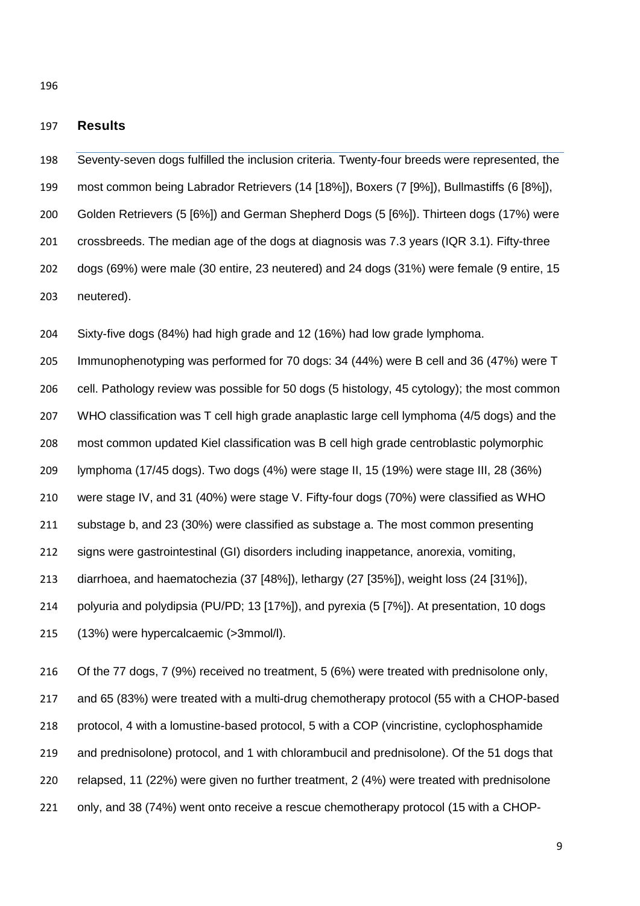## Results

Seventy-seven dogs fulfilled the inclusion criteria. Twenty-four breeds were represented, the most common being Labrador Retrievers (14 [18%]), Boxers (7 [9%]), Bullmastiffs (6 [8%]), Golden Retrievers (5 [6%]) and German Shepherd Dogs (5 [6%]). Thirteen dogs (17%) were crossbreeds. The median age of the dogs at diagnosis was 7.3 years (IQR 3.1). Fifty-three dogs (69%) were male (30 entire, 23 neutered) and 24 dogs (31%) were female (9 entire, 15 neutered).

Sixty-five dogs (84%) had high grade and 12 (16%) had low grade lymphoma. Immunophenotyping was performed for 70 dogs: 34 (44%) were B cell and 36 (47%) were T cell. Pathology review was possible for 50 dogs (5 histology, 45 cytology); the most common WHO classification was T cell high grade anaplastic large cell lymphoma (4/5 dogs) and the most common updated Kiel classification was B cell high grade centroblastic polymorphic lymphoma (17/45 dogs). Two dogs (4%) were stage II, 15 (19%) were stage III, 28 (36%) were stage IV, and 31 (40%) were stage V. Fifty-four dogs (70%) were classified as WHO substage b, and 23 (30%) were classified as substage a. The most common presenting signs were gastrointestinal (GI) disorders including inappetance, anorexia, vomiting, diarrhoea, and haematochezia (37 [48%]), lethargy (27 [35%]), weight loss (24 [31%]), polyuria and polydipsia (PU/PD; 13 [17%]), and pyrexia (5 [7%]). At presentation, 10 dogs (13%) were hypercalcaemic (>3mmol/l).

Of the 77 dogs, 7 (9%) received no treatment, 5 (6%) were treated with prednisolone only, and 65 (83%) were treated with a multi-drug chemotherapy protocol (55 with a CHOP-based protocol, 4 with a lomustine-based protocol, 5 with a COP (vincristine, cyclophosphamide and prednisolone) protocol, and 1 with chlorambucil and prednisolone). Of the 51 dogs that relapsed, 11 (22%) were given no further treatment, 2 (4%) were treated with prednisolone only, and 38 (74%) went onto receive a rescue chemotherapy protocol (15 with a CHOP-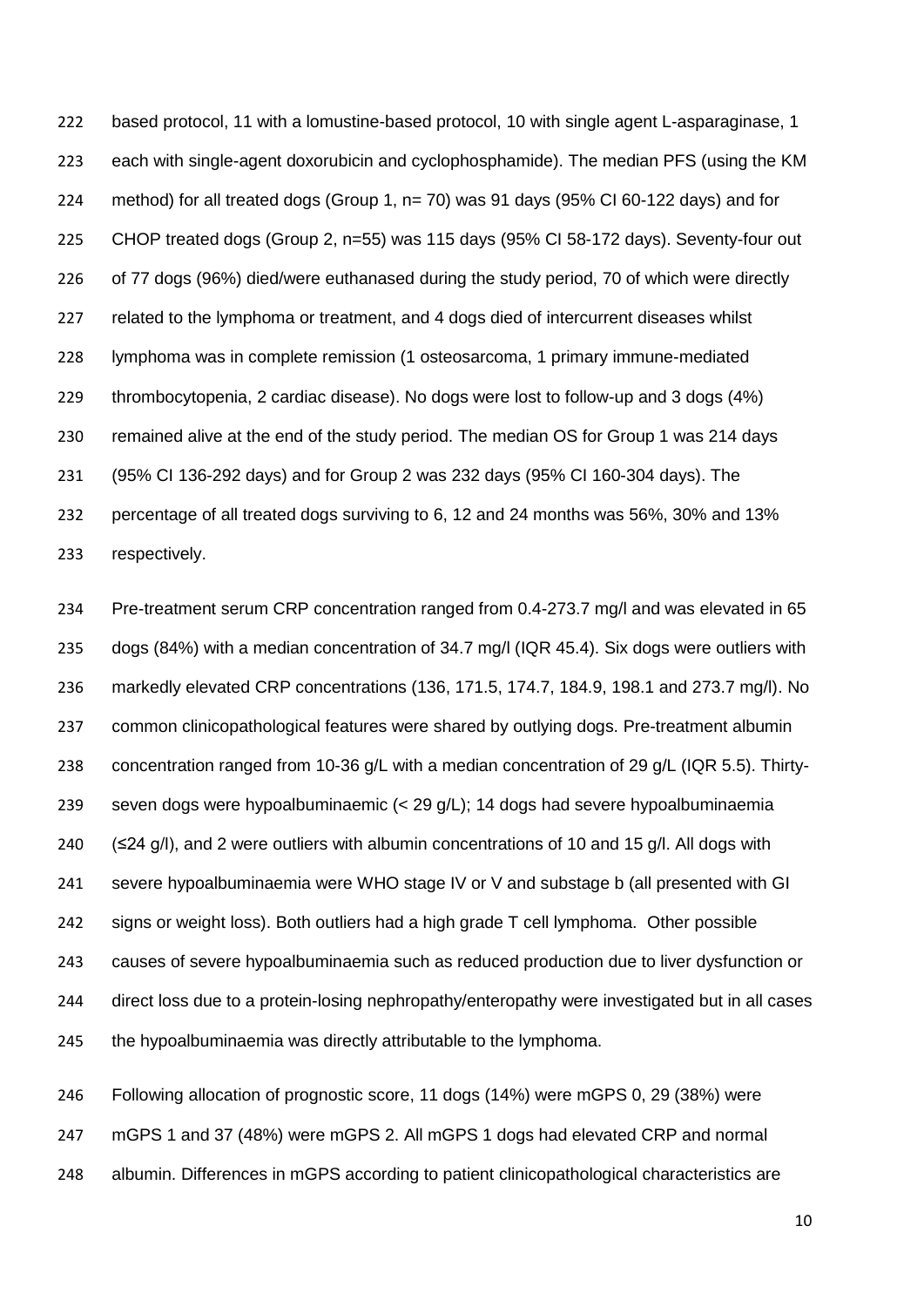based protocol, 11 with a lomustine-based protocol, 10 with single agent L-asparaginase, 1 each with single-agent doxorubicin and cyclophosphamide). The median PFS (using the KM method) for all treated dogs (Group 1, n= 70) was 91 days (95% CI 60-122 days) and for CHOP treated dogs (Group 2, n=55) was 115 days (95% CI 58-172 days). Seventy-four out of 77 dogs (96%) died/were euthanased during the study period, 70 of which were directly related to the lymphoma or treatment, and 4 dogs died of intercurrent diseases whilst lymphoma was in complete remission (1 osteosarcoma, 1 primary immune-mediated thrombocytopenia, 2 cardiac disease). No dogs were lost to follow-up and 3 dogs (4%) remained alive at the end of the study period. The median OS for Group 1 was 214 days (95% CI 136-292 days) and for Group 2 was 232 days (95% CI 160-304 days). The percentage of all treated dogs surviving to 6, 12 and 24 months was 56%, 30% and 13% respectively.

Pre-treatment serum CRP concentration ranged from 0.4-273.7 mg/l and was elevated in 65 dogs (84%) with a median concentration of 34.7 mg/l (IQR 45.4). Six dogs were outliers with markedly elevated CRP concentrations (136, 171.5, 174.7, 184.9, 198.1 and 273.7 mg/l). No common clinicopathological features were shared by outlying dogs. Pre-treatment albumin concentration ranged from 10-36 g/L with a median concentration of 29 g/L (IQR 5.5). Thirty-seven dogs were hypoalbuminaemic (< 29 g/L); 14 dogs had severe hypoalbuminaemia (≤24 g/l), and 2 were outliers with albumin concentrations of 10 and 15 g/l. All dogs with severe hypoalbuminaemia were WHO stage IV or V and substage b (all presented with GI signs or weight loss). Both outliers had a high grade T cell lymphoma. Other possible causes of severe hypoalbuminaemia such as reduced production due to liver dysfunction or direct loss due to a protein-losing nephropathy/enteropathy were investigated but in all cases the hypoalbuminaemia was directly attributable to the lymphoma.

Following allocation of prognostic score, 11 dogs (14%) were mGPS 0, 29 (38%) were mGPS 1 and 37 (48%) were mGPS 2. All mGPS 1 dogs had elevated CRP and normal albumin. Differences in mGPS according to patient clinicopathological characteristics are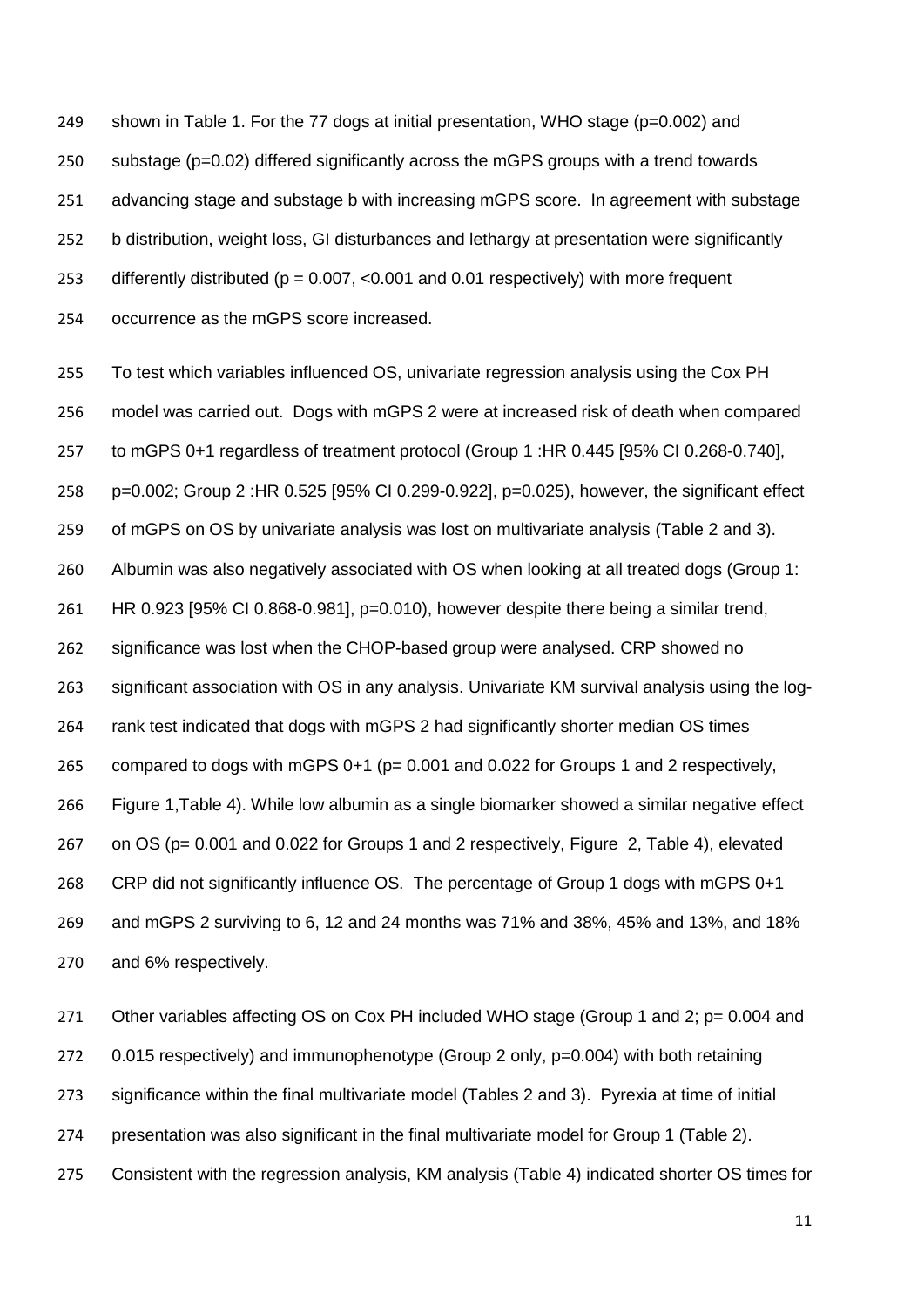shown in Table 1. For the 77 dogs at initial presentation, WHO stage ($p=0.002$) and substage ($p=0.02$) differed significantly across the mGPS groups with a trend towards advancing stage and substage b with increasing mGPS score. In agreement with substage b distribution, weight loss, GI disturbances and lethargy at presentation were significantly differently distributed ($p = 0.007$, $<0.001$ and $0.01$ respectively) with more frequent occurrence as the mGPS score increased.

To test which variables influenced OS, univariate regression analysis using the Cox PH model was carried out. Dogs with mGPS 2 were at increased risk of death when compared to mGPS 0+1 regardless of treatment protocol (Group 1 :HR 0.445 [95% CI 0.268-0.740], $p=0.002$; Group 2 :HR 0.525 [95% CI 0.299-0.922], $p=0.025$), however, the significant effect of mGPS on OS by univariate analysis was lost on multivariate analysis (Table 2 and 3). Albumin was also negatively associated with OS when looking at all treated dogs (Group 1: HR 0.923 [95% CI 0.868-0.981], $p=0.010$), however despite there being a similar trend, significance was lost when the CHOP-based group were analysed. CRP showed no significant association with OS in any analysis. Univariate KM survival analysis using the log-rank test indicated that dogs with mGPS 2 had significantly shorter median OS times compared to dogs with mGPS 0+1 ($p= 0.001$ and $0.022$ for Groups 1 and 2 respectively, Figure 1,Table 4). While low albumin as a single biomarker showed a similar negative effect on OS ($p= 0.001$ and $0.022$ for Groups 1 and 2 respectively, Figure 2, Table 4), elevated CRP did not significantly influence OS. The percentage of Group 1 dogs with mGPS 0+1 and mGPS 2 surviving to 6, 12 and 24 months was 71% and 38%, 45% and 13%, and 18% and 6% respectively.

Other variables affecting OS on Cox PH included WHO stage (Group 1 and 2; $p= 0.004$ and $0.015$ respectively) and immunophenotype (Group 2 only, $p=0.004$) with both retaining significance within the final multivariate model (Tables 2 and 3). Pyrexia at time of initial presentation was also significant in the final multivariate model for Group 1 (Table 2). Consistent with the regression analysis, KM analysis (Table 4) indicated shorter OS times for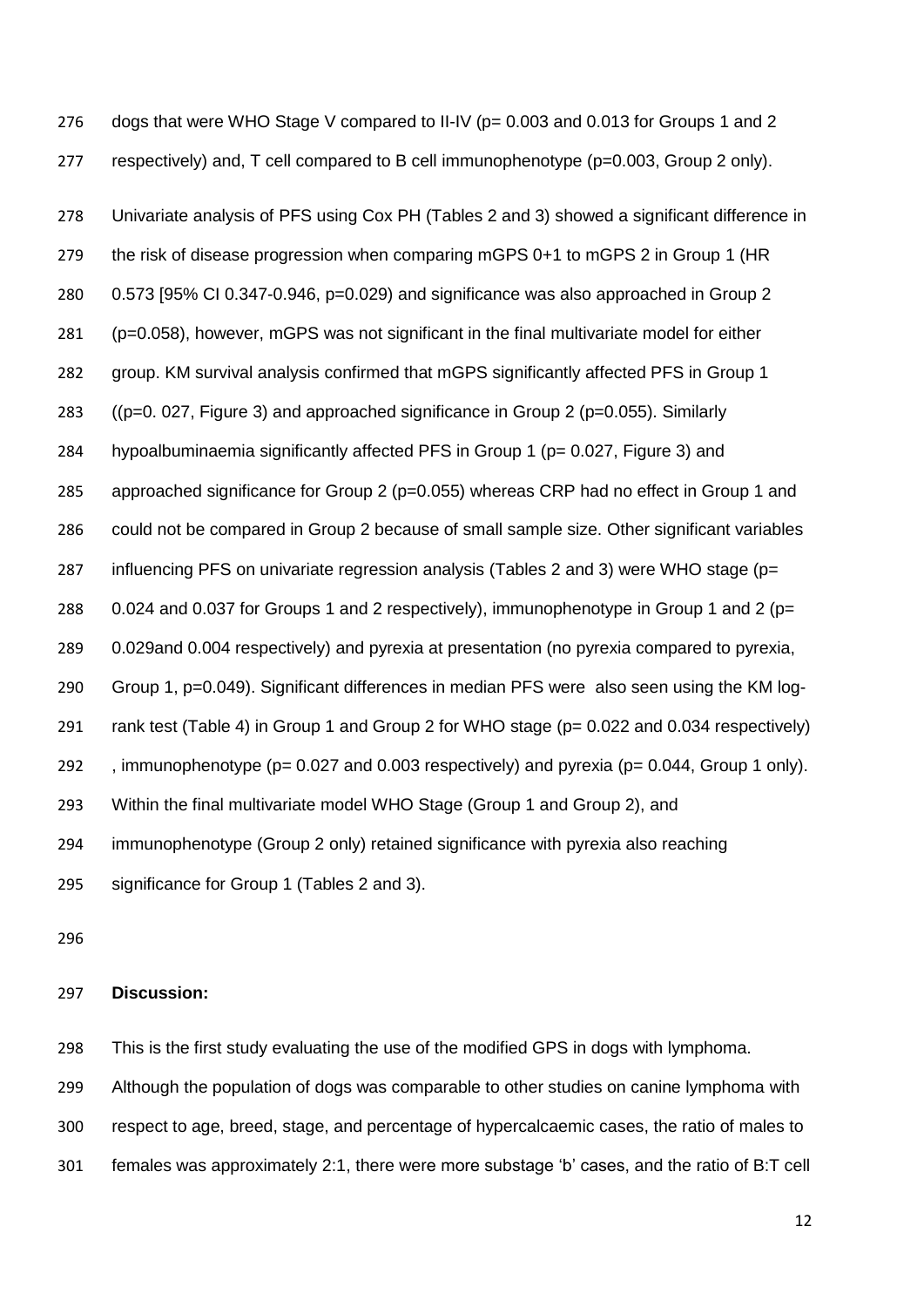dogs that were WHO Stage V compared to II-IV (p= 0.003 and 0.013 for Groups 1 and 2 respectively) and, T cell compared to B cell immunophenotype (p=0.003, Group 2 only).

Univariate analysis of PFS using Cox PH (Tables 2 and 3) showed a significant difference in the risk of disease progression when comparing mGPS 0+1 to mGPS 2 in Group 1 (HR 0.573 [95% CI 0.347-0.946, p=0.029) and significance was also approached in Group 2 (p=0.058), however, mGPS was not significant in the final multivariate model for either group. KM survival analysis confirmed that mGPS significantly affected PFS in Group 1 ((p=0. 027, Figure 3) and approached significance in Group 2 (p=0.055). Similarly hypoalbuminaemia significantly affected PFS in Group 1 (p= 0.027, Figure 3) and approached significance for Group 2 (p=0.055) whereas CRP had no effect in Group 1 and could not be compared in Group 2 because of small sample size. Other significant variables influencing PFS on univariate regression analysis (Tables 2 and 3) were WHO stage (p= 0.024 and 0.037 for Groups 1 and 2 respectively), immunophenotype in Group 1 and 2 (p= 0.029and 0.004 respectively) and pyrexia at presentation (no pyrexia compared to pyrexia, Group 1, p=0.049). Significant differences in median PFS were also seen using the KM log-rank test (Table 4) in Group 1 and Group 2 for WHO stage (p= 0.022 and 0.034 respectively) , immunophenotype (p= 0.027 and 0.003 respectively) and pyrexia (p= 0.044, Group 1 only). Within the final multivariate model WHO Stage (Group 1 and Group 2), and immunophenotype (Group 2 only) retained significance with pyrexia also reaching significance for Group 1 (Tables 2 and 3).

**Discussion:**

This is the first study evaluating the use of the modified GPS in dogs with lymphoma. Although the population of dogs was comparable to other studies on canine lymphoma with respect to age, breed, stage, and percentage of hypercalcaemic cases, the ratio of males to females was approximately 2:1, there were more substage 'b' cases, and the ratio of B:T cell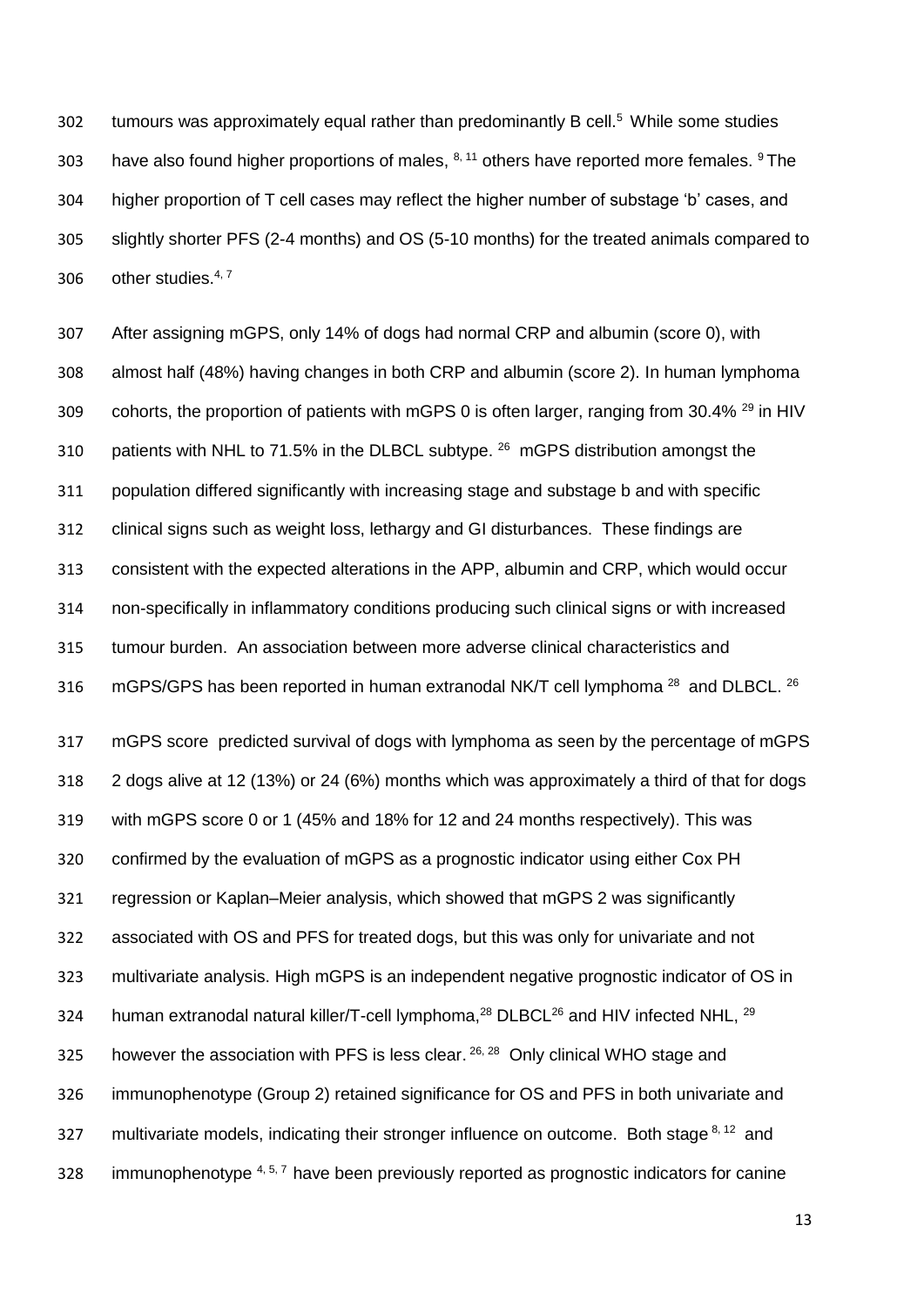tumours was approximately equal rather than predominantly B cell.[5] While some studies have also found higher proportions of males, [8, 11] others have reported more females. [9] The higher proportion of T cell cases may reflect the higher number of substage 'b' cases, and slightly shorter PFS (2-4 months) and OS (5-10 months) for the treated animals compared to other studies.[4, 7]

After assigning mGPS, only 14% of dogs had normal CRP and albumin (score 0), with almost half (48%) having changes in both CRP and albumin (score 2). In human lymphoma cohorts, the proportion of patients with mGPS 0 is often larger, ranging from 30.4% [29] in HIV patients with NHL to 71.5% in the DLBCL subtype. [26] mGPS distribution amongst the population differed significantly with increasing stage and substage b and with specific clinical signs such as weight loss, lethargy and GI disturbances. These findings are consistent with the expected alterations in the APP, albumin and CRP, which would occur non-specifically in inflammatory conditions producing such clinical signs or with increased tumour burden. An association between more adverse clinical characteristics and mGPS/GPS has been reported in human extranodal NK/T cell lymphoma [28] and DLBCL. [26]

mGPS score predicted survival of dogs with lymphoma as seen by the percentage of mGPS 2 dogs alive at 12 (13%) or 24 (6%) months which was approximately a third of that for dogs with mGPS score 0 or 1 (45% and 18% for 12 and 24 months respectively). This was confirmed by the evaluation of mGPS as a prognostic indicator using either Cox PH regression or Kaplan–Meier analysis, which showed that mGPS 2 was significantly associated with OS and PFS for treated dogs, but this was only for univariate and not multivariate analysis. High mGPS is an independent negative prognostic indicator of OS in human extranodal natural killer/T-cell lymphoma,[28] DLBCL[26] and HIV infected NHL, [29] however the association with PFS is less clear. [26, 28] Only clinical WHO stage and immunophenotype (Group 2) retained significance for OS and PFS in both univariate and multivariate models, indicating their stronger influence on outcome. Both stage [8, 12] and immunophenotype [4, 5, 7] have been previously reported as prognostic indicators for canine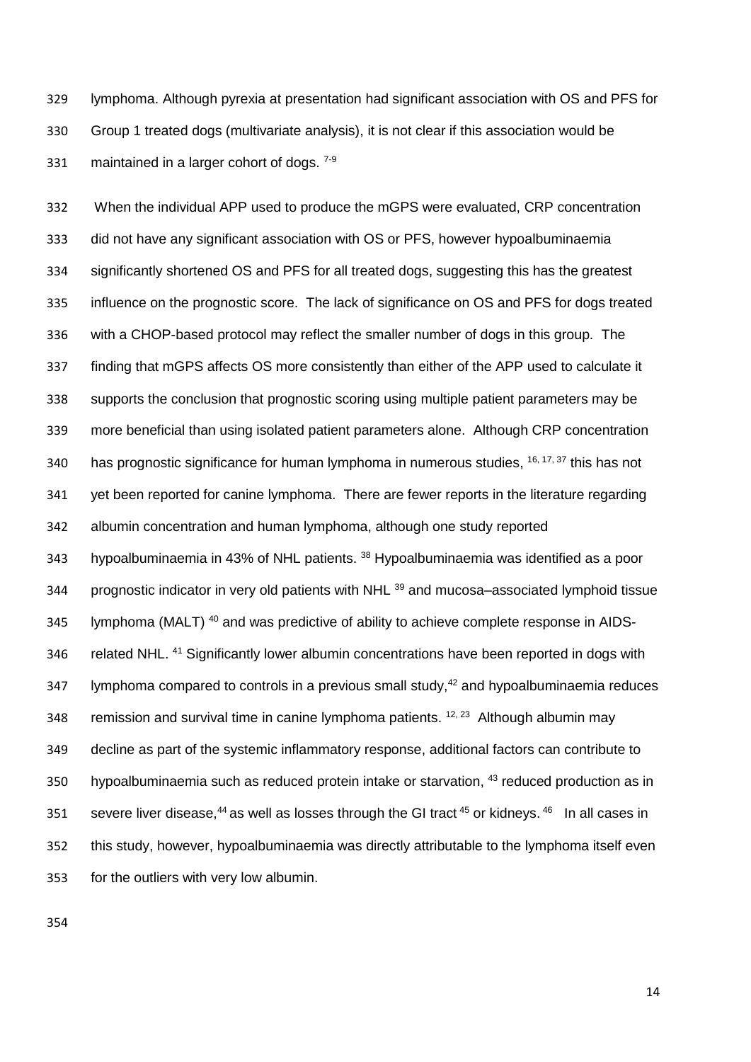lymphoma. Although pyrexia at presentation had significant association with OS and PFS for Group 1 treated dogs (multivariate analysis), it is not clear if this association would be maintained in a larger cohort of dogs. [7-9]

When the individual APP used to produce the mGPS were evaluated, CRP concentration did not have any significant association with OS or PFS, however hypoalbuminaemia significantly shortened OS and PFS for all treated dogs, suggesting this has the greatest influence on the prognostic score. The lack of significance on OS and PFS for dogs treated with a CHOP-based protocol may reflect the smaller number of dogs in this group. The finding that mGPS affects OS more consistently than either of the APP used to calculate it supports the conclusion that prognostic scoring using multiple patient parameters may be more beneficial than using isolated patient parameters alone. Although CRP concentration has prognostic significance for human lymphoma in numerous studies, [16, 17, 37] this has not yet been reported for canine lymphoma. There are fewer reports in the literature regarding albumin concentration and human lymphoma, although one study reported hypoalbuminaemia in 43% of NHL patients. [38] Hypoalbuminaemia was identified as a poor prognostic indicator in very old patients with NHL [39] and mucosa–associated lymphoid tissue lymphoma (MALT) [40] and was predictive of ability to achieve complete response in AIDS-related NHL. [41] Significantly lower albumin concentrations have been reported in dogs with lymphoma compared to controls in a previous small study,[42] and hypoalbuminaemia reduces remission and survival time in canine lymphoma patients. [12, 23] Although albumin may decline as part of the systemic inflammatory response, additional factors can contribute to hypoalbuminaemia such as reduced protein intake or starvation, [43] reduced production as in severe liver disease,[44] as well as losses through the GI tract [45] or kidneys. [46] In all cases in this study, however, hypoalbuminaemia was directly attributable to the lymphoma itself even for the outliers with very low albumin.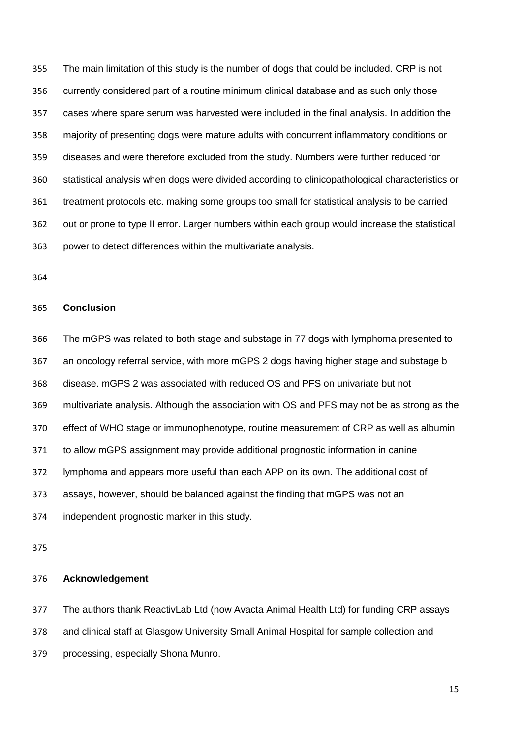The main limitation of this study is the number of dogs that could be included. CRP is not currently considered part of a routine minimum clinical database and as such only those cases where spare serum was harvested were included in the final analysis. In addition the majority of presenting dogs were mature adults with concurrent inflammatory conditions or diseases and were therefore excluded from the study. Numbers were further reduced for statistical analysis when dogs were divided according to clinicopathological characteristics or treatment protocols etc. making some groups too small for statistical analysis to be carried out or prone to type II error. Larger numbers within each group would increase the statistical power to detect differences within the multivariate analysis.

## Conclusion

The mGPS was related to both stage and substage in 77 dogs with lymphoma presented to an oncology referral service, with more mGPS 2 dogs having higher stage and substage b disease. mGPS 2 was associated with reduced OS and PFS on univariate but not multivariate analysis. Although the association with OS and PFS may not be as strong as the effect of WHO stage or immunophenotype, routine measurement of CRP as well as albumin to allow mGPS assignment may provide additional prognostic information in canine lymphoma and appears more useful than each APP on its own. The additional cost of assays, however, should be balanced against the finding that mGPS was not an independent prognostic marker in this study.

## Acknowledgement

The authors thank ReactivLab Ltd (now Avacta Animal Health Ltd) for funding CRP assays and clinical staff at Glasgow University Small Animal Hospital for sample collection and processing, especially Shona Munro.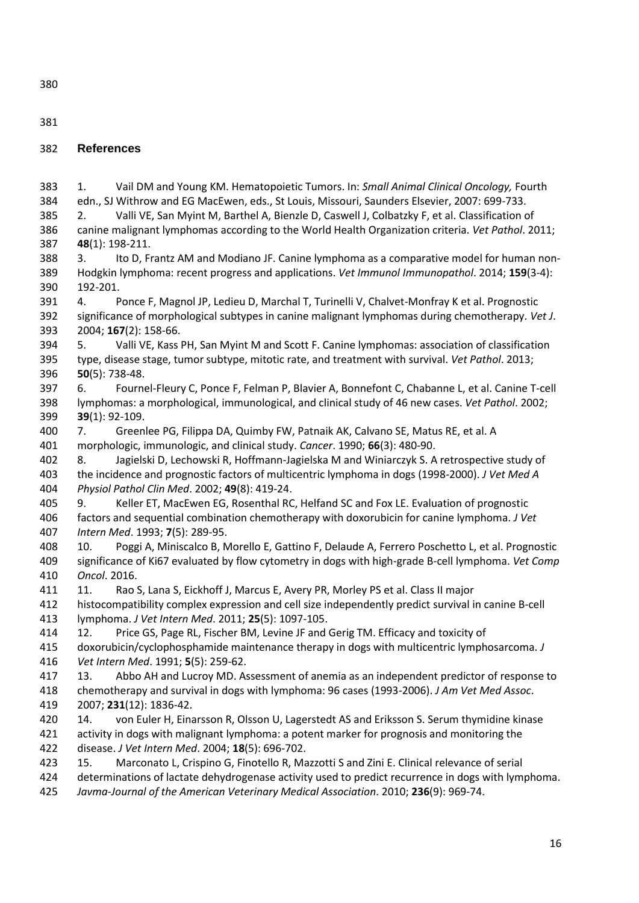## References

1. Vail DM and Young KM. Hematopoietic Tumors. In: *Small Animal Clinical Oncology,* Fourth edn., SJ Withrow and EG MacEwen, eds., St Louis, Missouri, Saunders Elsevier, 2007: 699-733.
2. Valli VE, San Myint M, Barthel A, Bienzle D, Caswell J, Colbatzky F, et al. Classification of canine malignant lymphomas according to the World Health Organization criteria. *Vet Pathol*. 2011; **48**(1): 198-211.
3. Ito D, Frantz AM and Modiano JF. Canine lymphoma as a comparative model for human non-Hodgkin lymphoma: recent progress and applications. *Vet Immunol Immunopathol*. 2014; **159**(3-4): 192-201.
4. Ponce F, Magnol JP, Ledieu D, Marchal T, Turinelli V, Chalvet-Monfray K et al. Prognostic significance of morphological subtypes in canine malignant lymphomas during chemotherapy. *Vet J*. 2004; **167**(2): 158-66.
5. Valli VE, Kass PH, San Myint M and Scott F. Canine lymphomas: association of classification type, disease stage, tumor subtype, mitotic rate, and treatment with survival. *Vet Pathol*. 2013; **50**(5): 738-48.
6. Fournel-Fleury C, Ponce F, Felman P, Blavier A, Bonnefont C, Chabanne L, et al. Canine T-cell lymphomas: a morphological, immunological, and clinical study of 46 new cases. *Vet Pathol*. 2002; **39**(1): 92-109.
7. Greenlee PG, Filippa DA, Quimby FW, Patnaik AK, Calvano SE, Matus RE, et al. A morphologic, immunologic, and clinical study. *Cancer*. 1990; **66**(3): 480-90.
8. Jagielski D, Lechowski R, Hoffmann-Jagielska M and Winiarczyk S. A retrospective study of the incidence and prognostic factors of multicentric lymphoma in dogs (1998-2000). *J Vet Med A Physiol Pathol Clin Med*. 2002; **49**(8): 419-24.
9. Keller ET, MacEwen EG, Rosenthal RC, Helfand SC and Fox LE. Evaluation of prognostic factors and sequential combination chemotherapy with doxorubicin for canine lymphoma. *J Vet Intern Med*. 1993; **7**(5): 289-95.
10. Poggi A, Miniscalco B, Morello E, Gattino F, Delaude A, Ferrero Poschetto L, et al. Prognostic significance of Ki67 evaluated by flow cytometry in dogs with high-grade B-cell lymphoma. *Vet Comp Oncol*. 2016.
11. Rao S, Lana S, Eickhoff J, Marcus E, Avery PR, Morley PS et al. Class II major histocompatibility complex expression and cell size independently predict survival in canine B-cell lymphoma. *J Vet Intern Med*. 2011; **25**(5): 1097-105.
12. Price GS, Page RL, Fischer BM, Levine JF and Gerig TM. Efficacy and toxicity of doxorubicin/cyclophosphamide maintenance therapy in dogs with multicentric lymphosarcoma. *J Vet Intern Med*. 1991; **5**(5): 259-62.
13. Abbo AH and Lucroy MD. Assessment of anemia as an independent predictor of response to chemotherapy and survival in dogs with lymphoma: 96 cases (1993-2006). *J Am Vet Med Assoc*. 2007; **231**(12): 1836-42.
14. von Euler H, Einarsson R, Olsson U, Lagerstedt AS and Eriksson S. Serum thymidine kinase activity in dogs with malignant lymphoma: a potent marker for prognosis and monitoring the disease. *J Vet Intern Med*. 2004; **18**(5): 696-702.
15. Marconato L, Crispino G, Finotello R, Mazzotti S and Zini E. Clinical relevance of serial determinations of lactate dehydrogenase activity used to predict recurrence in dogs with lymphoma. *Javma-Journal of the American Veterinary Medical Association*. 2010; **236**(9): 969-74.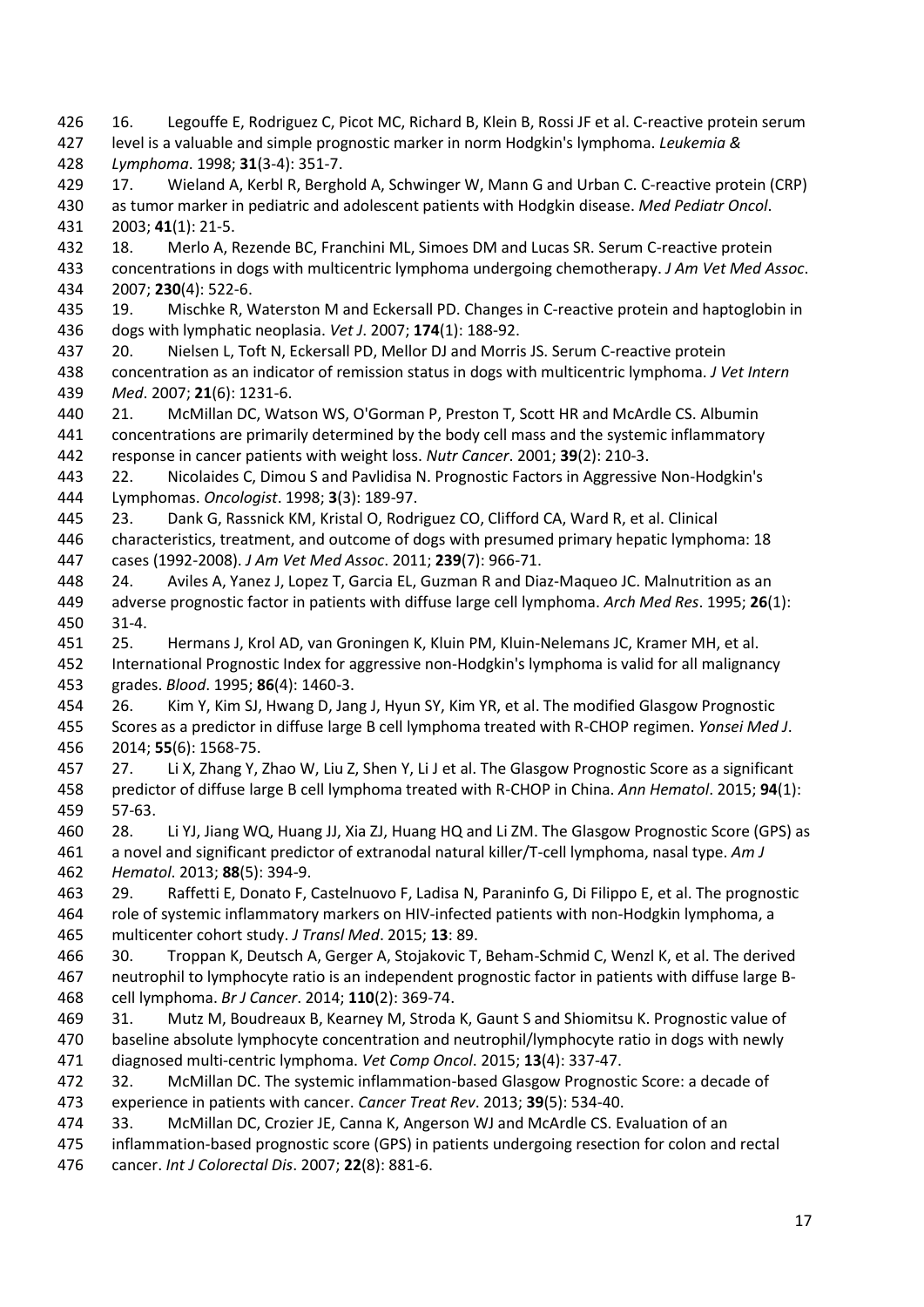16. Legouffe E, Rodriguez C, Picot MC, Richard B, Klein B, Rossi JF et al. C-reactive protein serum level is a valuable and simple prognostic marker in norm Hodgkin's lymphoma. *Leukemia & Lymphoma*. 1998; **31**(3-4): 351-7.

17. Wieland A, Kerbl R, Berghold A, Schwinger W, Mann G and Urban C. C-reactive protein (CRP) as tumor marker in pediatric and adolescent patients with Hodgkin disease. *Med Pediatr Oncol*. 2003; **41**(1): 21-5.

18. Merlo A, Rezende BC, Franchini ML, Simoes DM and Lucas SR. Serum C-reactive protein concentrations in dogs with multicentric lymphoma undergoing chemotherapy. *J Am Vet Med Assoc*. 2007; **230**(4): 522-6.

19. Mischke R, Waterston M and Eckersall PD. Changes in C-reactive protein and haptoglobin in dogs with lymphatic neoplasia. *Vet J*. 2007; **174**(1): 188-92.

20. Nielsen L, Toft N, Eckersall PD, Mellor DJ and Morris JS. Serum C-reactive protein concentration as an indicator of remission status in dogs with multicentric lymphoma. *J Vet Intern Med*. 2007; **21**(6): 1231-6.

21. McMillan DC, Watson WS, O'Gorman P, Preston T, Scott HR and McArdle CS. Albumin concentrations are primarily determined by the body cell mass and the systemic inflammatory response in cancer patients with weight loss. *Nutr Cancer*. 2001; **39**(2): 210-3.

22. Nicolaides C, Dimou S and Pavlidisa N. Prognostic Factors in Aggressive Non-Hodgkin's Lymphomas. *Oncologist*. 1998; **3**(3): 189-97.

23. Dank G, Rassnick KM, Kristal O, Rodriguez CO, Clifford CA, Ward R, et al. Clinical characteristics, treatment, and outcome of dogs with presumed primary hepatic lymphoma: 18 cases (1992-2008). *J Am Vet Med Assoc*. 2011; **239**(7): 966-71.

24. Aviles A, Yanez J, Lopez T, Garcia EL, Guzman R and Diaz-Maqueo JC. Malnutrition as an adverse prognostic factor in patients with diffuse large cell lymphoma. *Arch Med Res*. 1995; **26**(1): 31-4.

25. Hermans J, Krol AD, van Groningen K, Kluin PM, Kluin-Nelemans JC, Kramer MH, et al. International Prognostic Index for aggressive non-Hodgkin's lymphoma is valid for all malignancy grades. *Blood*. 1995; **86**(4): 1460-3.

26. Kim Y, Kim SJ, Hwang D, Jang J, Hyun SY, Kim YR, et al. The modified Glasgow Prognostic Scores as a predictor in diffuse large B cell lymphoma treated with R-CHOP regimen. *Yonsei Med J*. 2014; **55**(6): 1568-75.

27. Li X, Zhang Y, Zhao W, Liu Z, Shen Y, Li J et al. The Glasgow Prognostic Score as a significant predictor of diffuse large B cell lymphoma treated with R-CHOP in China. *Ann Hematol*. 2015; **94**(1): 57-63.

28. Li YJ, Jiang WQ, Huang JJ, Xia ZJ, Huang HQ and Li ZM. The Glasgow Prognostic Score (GPS) as a novel and significant predictor of extranodal natural killer/T-cell lymphoma, nasal type. *Am J Hematol*. 2013; **88**(5): 394-9.

29. Raffetti E, Donato F, Castelnuovo F, Ladisa N, Paraninfo G, Di Filippo E, et al. The prognostic role of systemic inflammatory markers on HIV-infected patients with non-Hodgkin lymphoma, a multicenter cohort study. *J Transl Med*. 2015; **13**: 89.

30. Troppan K, Deutsch A, Gerger A, Stojakovic T, Beham-Schmid C, Wenzl K, et al. The derived neutrophil to lymphocyte ratio is an independent prognostic factor in patients with diffuse large B-cell lymphoma. *Br J Cancer*. 2014; **110**(2): 369-74.

31. Mutz M, Boudreaux B, Kearney M, Stroda K, Gaunt S and Shiomitsu K. Prognostic value of baseline absolute lymphocyte concentration and neutrophil/lymphocyte ratio in dogs with newly diagnosed multi-centric lymphoma. *Vet Comp Oncol*. 2015; **13**(4): 337-47.

32. McMillan DC. The systemic inflammation-based Glasgow Prognostic Score: a decade of experience in patients with cancer. *Cancer Treat Rev*. 2013; **39**(5): 534-40.

33. McMillan DC, Crozier JE, Canna K, Angerson WJ and McArdle CS. Evaluation of an inflammation-based prognostic score (GPS) in patients undergoing resection for colon and rectal cancer. *Int J Colorectal Dis*. 2007; **22**(8): 881-6.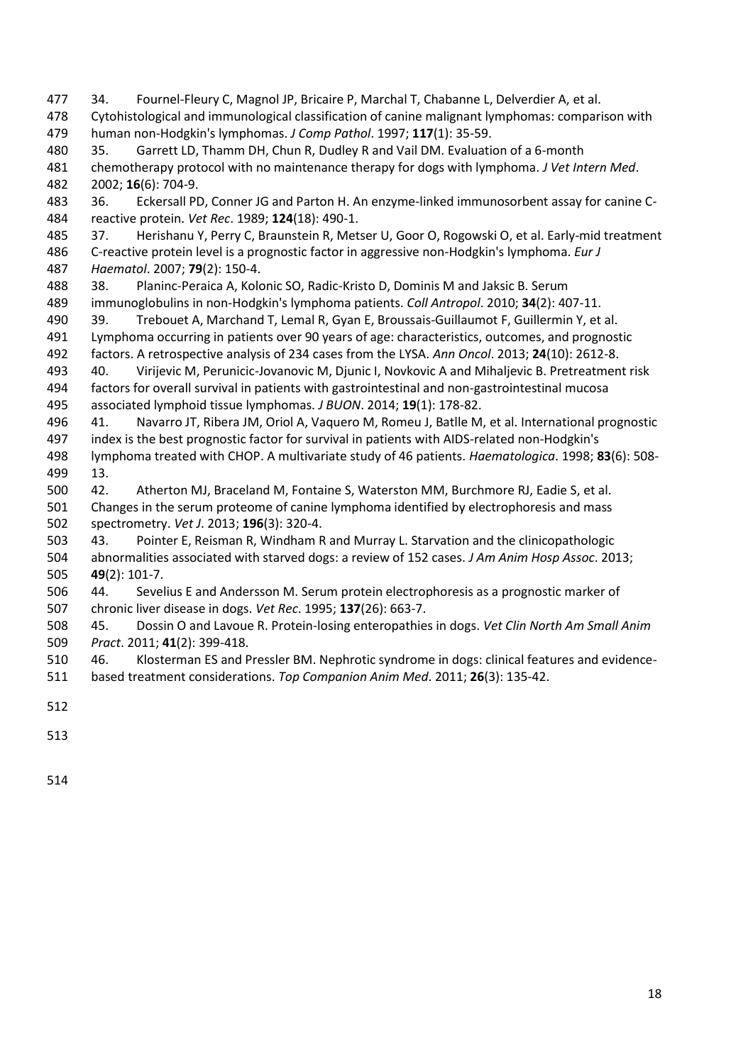34. Fournel-Fleury C, Magnol JP, Bricaire P, Marchal T, Chabanne L, Delverdier A, et al. Cytohistological and immunological classification of canine malignant lymphomas: comparison with human non-Hodgkin's lymphomas. *J Comp Pathol*. 1997; **117**(1): 35-59.

35. Garrett LD, Thamm DH, Chun R, Dudley R and Vail DM. Evaluation of a 6-month chemotherapy protocol with no maintenance therapy for dogs with lymphoma. *J Vet Intern Med*. 2002; **16**(6): 704-9.

36. Eckersall PD, Conner JG and Parton H. An enzyme-linked immunosorbent assay for canine C-reactive protein. *Vet Rec*. 1989; **124**(18): 490-1.

37. Herishanu Y, Perry C, Braunstein R, Metser U, Goor O, Rogowski O, et al. Early-mid treatment C-reactive protein level is a prognostic factor in aggressive non-Hodgkin's lymphoma. *Eur J Haematol*. 2007; **79**(2): 150-4.

38. Planinc-Peraica A, Kolonic SO, Radic-Kristo D, Dominis M and Jaksic B. Serum immunoglobulins in non-Hodgkin's lymphoma patients. *Coll Antropol*. 2010; **34**(2): 407-11.

39. Trebouet A, Marchand T, Lemal R, Gyan E, Broussais-Guillaumot F, Guillermin Y, et al. Lymphoma occurring in patients over 90 years of age: characteristics, outcomes, and prognostic factors. A retrospective analysis of 234 cases from the LYSA. *Ann Oncol*. 2013; **24**(10): 2612-8.

40. Virijevic M, Perunicic-Jovanovic M, Djunic I, Novkovic A and Mihaljevic B. Pretreatment risk factors for overall survival in patients with gastrointestinal and non-gastrointestinal mucosa associated lymphoid tissue lymphomas. *J BUON*. 2014; **19**(1): 178-82.

41. Navarro JT, Ribera JM, Oriol A, Vaquero M, Romeu J, Batlle M, et al. International prognostic index is the best prognostic factor for survival in patients with AIDS-related non-Hodgkin's lymphoma treated with CHOP. A multivariate study of 46 patients. *Haematologica*. 1998; **83**(6): 508-13.

42. Atherton MJ, Braceland M, Fontaine S, Waterston MM, Burchmore RJ, Eadie S, et al. Changes in the serum proteome of canine lymphoma identified by electrophoresis and mass spectrometry. *Vet J*. 2013; **196**(3): 320-4.

43. Pointer E, Reisman R, Windham R and Murray L. Starvation and the clinicopathologic abnormalities associated with starved dogs: a review of 152 cases. *J Am Anim Hosp Assoc*. 2013; **49**(2): 101-7.

44. Sevelius E and Andersson M. Serum protein electrophoresis as a prognostic marker of chronic liver disease in dogs. *Vet Rec*. 1995; **137**(26): 663-7.

45. Dossin O and Lavoue R. Protein-losing enteropathies in dogs. *Vet Clin North Am Small Anim Pract*. 2011; **41**(2): 399-418.

46. Klosterman ES and Pressler BM. Nephrotic syndrome in dogs: clinical features and evidence-based treatment considerations. *Top Companion Anim Med*. 2011; **26**(3): 135-42.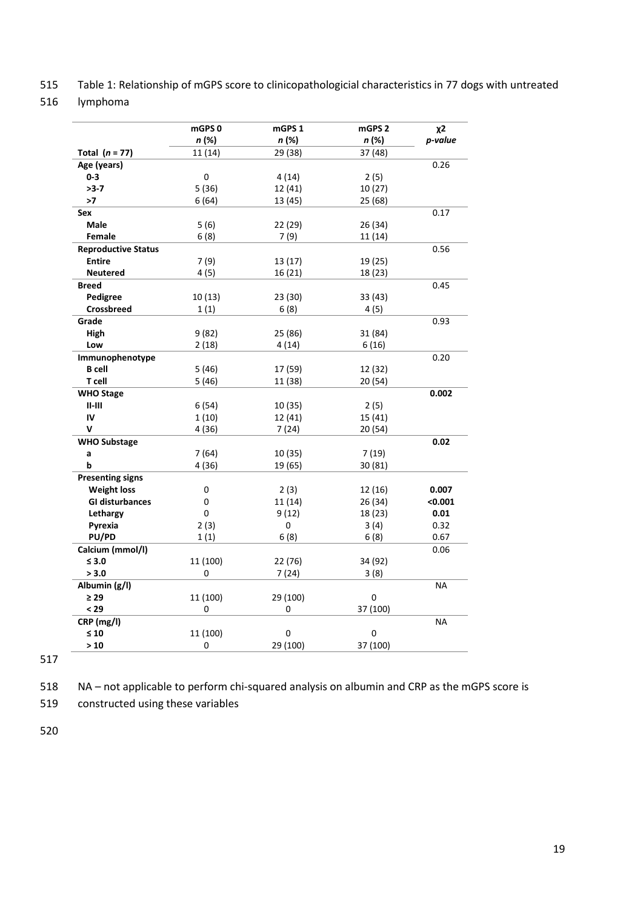Table 1: Relationship of mGPS score to clinicopathologicial characteristics in 77 dogs with untreated lymphoma

| | mGPS 0<br>*n* (%) | mGPS 1<br>*n* (%) | mGPS 2<br>*n* (%) | χ2<br>*p-value* |
|---|---|---|---|---|
| **Total (*n* = 77)** | 11 (14) | 29 (38) | 37 (48) | |
| **Age (years)** | | | | 0.26 |
| **0-3** | 0 | 4 (14) | 2 (5) | |
| **>3-7** | 5 (36) | 12 (41) | 10 (27) | |
| **>7** | 6 (64) | 13 (45) | 25 (68) | |
| **Sex** | | | | 0.17 |
| **Male** | 5 (6) | 22 (29) | 26 (34) | |
| **Female** | 6 (8) | 7 (9) | 11 (14) | |
| **Reproductive Status** | | | | 0.56 |
| **Entire** | 7 (9) | 13 (17) | 19 (25) | |
| **Neutered** | 4 (5) | 16 (21) | 18 (23) | |
| **Breed** | | | | 0.45 |
| **Pedigree** | 10 (13) | 23 (30) | 33 (43) | |
| **Crossbreed** | 1 (1) | 6 (8) | 4 (5) | |
| **Grade** | | | | 0.93 |
| **High** | 9 (82) | 25 (86) | 31 (84) | |
| **Low** | 2 (18) | 4 (14) | 6 (16) | |
| **Immunophenotype** | | | | 0.20 |
| **B cell** | 5 (46) | 17 (59) | 12 (32) | |
| **T cell** | 5 (46) | 11 (38) | 20 (54) | |
| **WHO Stage** | | | | **0.002** |
| **II-III** | 6 (54) | 10 (35) | 2 (5) | |
| **IV** | 1 (10) | 12 (41) | 15 (41) | |
| **V** | 4 (36) | 7 (24) | 20 (54) | |
| **WHO Substage** | | | | **0.02** |
| **a** | 7 (64) | 10 (35) | 7 (19) | |
| **b** | 4 (36) | 19 (65) | 30 (81) | |
| **Presenting signs** | | | | |
| **Weight loss** | 0 | 2 (3) | 12 (16) | **0.007** |
| **GI disturbances** | 0 | 11 (14) | 26 (34) | **<0.001** |
| **Lethargy** | 0 | 9 (12) | 18 (23) | **0.01** |
| **Pyrexia** | 2 (3) | 0 | 3 (4) | 0.32 |
| **PU/PD** | 1 (1) | 6 (8) | 6 (8) | 0.67 |
| **Calcium (mmol/l)** | | | | 0.06 |
| **≤ 3.0** | 11 (100) | 22 (76) | 34 (92) | |
| **> 3.0** | 0 | 7 (24) | 3 (8) | |
| **Albumin (g/l)** | | | | NA |
| **≥ 29** | 11 (100) | 29 (100) | 0 | |
| **< 29** | 0 | 0 | 37 (100) | |
| **CRP (mg/l)** | | | | NA |
| **≤ 10** | 11 (100) | 0 | 0 | |
| **> 10** | 0 | 29 (100) | 37 (100) | |

NA – not applicable to perform chi-squared analysis on albumin and CRP as the mGPS score is constructed using these variables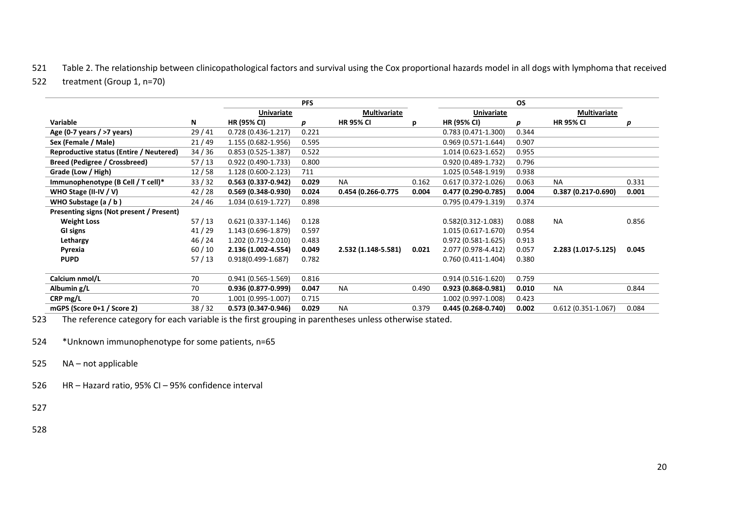Table 2. The relationship between clinicopathological factors and survival using the Cox proportional hazards model in all dogs with lymphoma that received treatment (Group 1, n=70)

| | | PFS | | | | OS | | | |
|---|---|---|---|---|---|---|---|---|---|
| | | Univariate | | Multivariate | | Univariate | | Multivariate | |
| **Variable** | **N** | **HR (95% CI)** | ***p*** | **HR 95% CI** | **p** | **HR (95% CI)** | ***p*** | **HR 95% CI** | ***p*** |
| **Age (0-7 years / >7 years)** | 29 / 41 | 0.728 (0.436-1.217) | 0.221 | | | 0.783 (0.471-1.300) | 0.344 | | |
| **Sex (Female / Male)** | 21 / 49 | 1.155 (0.682-1.956) | 0.595 | | | 0.969 (0.571-1.644) | 0.907 | | |
| **Reproductive status (Entire / Neutered)** | 34 / 36 | 0.853 (0.525-1.387) | 0.522 | | | 1.014 (0.623-1.652) | 0.955 | | |
| **Breed (Pedigree / Crossbreed)** | 57 / 13 | 0.922 (0.490-1.733) | 0.800 | | | 0.920 (0.489-1.732) | 0.796 | | |
| **Grade (Low / High)** | 12 / 58 | 1.128 (0.600-2.123) | 711 | | | 1.025 (0.548-1.919) | 0.938 | | |
| **Immunophenotype (B Cell / T cell)*** | 33 / 32 | **0.563 (0.337-0.942)** | **0.029** | NA | 0.162 | 0.617 (0.372-1.026) | 0.063 | NA | 0.331 |
| **WHO Stage (II-IV / V)** | 42 / 28 | **0.569 (0.348-0.930)** | **0.024** | **0.454 (0.266-0.775** | **0.004** | **0.477 (0.290-0.785)** | **0.004** | **0.387 (0.217-0.690)** | **0.001** |
| **WHO Substage (a / b )** | 24 / 46 | 1.034 (0.619-1.727) | 0.898 | | | 0.795 (0.479-1.319) | 0.374 | | |
| **Presenting signs (Not present / Present)** | | | | | | | | | |
| **Weight Loss** | 57 / 13 | 0.621 (0.337-1.146) | 0.128 | | | 0.582(0.312-1.083) | 0.088 | NA | 0.856 |
| **GI signs** | 41 / 29 | 1.143 (0.696-1.879) | 0.597 | | | 1.015 (0.617-1.670) | 0.954 | | |
| **Lethargy** | 46 / 24 | 1.202 (0.719-2.010) | 0.483 | | | 0.972 (0.581-1.625) | 0.913 | | |
| **Pyrexia** | 60 / 10 | **2.136 (1.002-4.554)** | **0.049** | **2.532 (1.148-5.581)** | **0.021** | 2.077 (0.978-4.412) | 0.057 | **2.283 (1.017-5.125)** | **0.045** |
| **PUPD** | 57 / 13 | 0.918(0.499-1.687) | 0.782 | | | 0.760 (0.411-1.404) | 0.380 | | |
| **Calcium nmol/L** | 70 | 0.941 (0.565-1.569) | 0.816 | | | 0.914 (0.516-1.620) | 0.759 | | |
| **Albumin g/L** | 70 | **0.936 (0.877-0.999)** | **0.047** | NA | 0.490 | **0.923 (0.868-0.981)** | **0.010** | NA | 0.844 |
| **CRP mg/L** | 70 | 1.001 (0.995-1.007) | 0.715 | | | 1.002 (0.997-1.008) | 0.423 | | |
| **mGPS (Score 0+1 / Score 2)** | 38 / 32 | **0.573 (0.347-0.946)** | **0.029** | NA | 0.379 | **0.445 (0.268-0.740)** | **0.002** | 0.612 (0.351-1.067) | 0.084 |

The reference category for each variable is the first grouping in parentheses unless otherwise stated.

*Unknown immunophenotype for some patients, n=65

NA – not applicable

HR – Hazard ratio, 95% CI – 95% confidence interval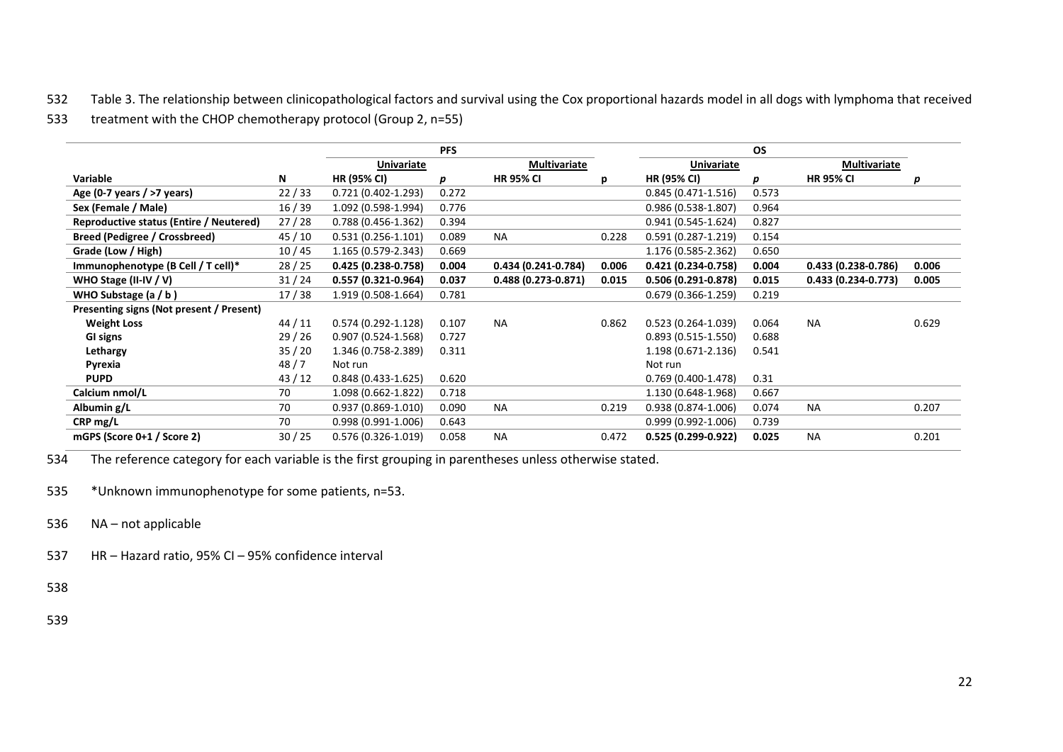Table 3. The relationship between clinicopathological factors and survival using the Cox proportional hazards model in all dogs with lymphoma that received treatment with the CHOP chemotherapy protocol (Group 2, n=55)

| | | PFS | | | | OS | | | |
|---|---|---|---|---|---|---|---|---|---|
| | | Univariate | | Multivariate | | Univariate | | Multivariate | |
| **Variable** | **N** | **HR (95% CI)** | ***p*** | **HR 95% CI** | **p** | **HR (95% CI)** | ***p*** | **HR 95% CI** | ***p*** |
| **Age (0-7 years / >7 years)** | 22 / 33 | 0.721 (0.402-1.293) | 0.272 | | | 0.845 (0.471-1.516) | 0.573 | | |
| **Sex (Female / Male)** | 16 / 39 | 1.092 (0.598-1.994) | 0.776 | | | 0.986 (0.538-1.807) | 0.964 | | |
| **Reproductive status (Entire / Neutered)** | 27 / 28 | 0.788 (0.456-1.362) | 0.394 | | | 0.941 (0.545-1.624) | 0.827 | | |
| **Breed (Pedigree / Crossbreed)** | 45 / 10 | 0.531 (0.256-1.101) | 0.089 | NA | 0.228 | 0.591 (0.287-1.219) | 0.154 | | |
| **Grade (Low / High)** | 10 / 45 | 1.165 (0.579-2.343) | 0.669 | | | 1.176 (0.585-2.362) | 0.650 | | |
| **Immunophenotype (B Cell / T cell)*** | 28 / 25 | **0.425 (0.238-0.758)** | **0.004** | **0.434 (0.241-0.784)** | **0.006** | **0.421 (0.234-0.758)** | **0.004** | **0.433 (0.238-0.786)** | **0.006** |
| **WHO Stage (II-IV / V)** | 31 / 24 | **0.557 (0.321-0.964)** | **0.037** | **0.488 (0.273-0.871)** | **0.015** | **0.506 (0.291-0.878)** | **0.015** | **0.433 (0.234-0.773)** | **0.005** |
| **WHO Substage (a / b )** | 17 / 38 | 1.919 (0.508-1.664) | 0.781 | | | 0.679 (0.366-1.259) | 0.219 | | |
| **Presenting signs (Not present / Present)** | | | | | | | | | |
| **Weight Loss** | 44 / 11 | 0.574 (0.292-1.128) | 0.107 | NA | 0.862 | 0.523 (0.264-1.039) | 0.064 | NA | 0.629 |
| **GI signs** | 29 / 26 | 0.907 (0.524-1.568) | 0.727 | | | 0.893 (0.515-1.550) | 0.688 | | |
| **Lethargy** | 35 / 20 | 1.346 (0.758-2.389) | 0.311 | | | 1.198 (0.671-2.136) | 0.541 | | |
| **Pyrexia** | 48 / 7 | Not run | | | | Not run | | | |
| **PUPD** | 43 / 12 | 0.848 (0.433-1.625) | 0.620 | | | 0.769 (0.400-1.478) | 0.31 | | |
| **Calcium nmol/L** | 70 | 1.098 (0.662-1.822) | 0.718 | | | 1.130 (0.648-1.968) | 0.667 | | |
| **Albumin g/L** | 70 | 0.937 (0.869-1.010) | 0.090 | NA | 0.219 | 0.938 (0.874-1.006) | 0.074 | NA | 0.207 |
| **CRP mg/L** | 70 | 0.998 (0.991-1.006) | 0.643 | | | 0.999 (0.992-1.006) | 0.739 | | |
| **mGPS (Score 0+1 / Score 2)** | 30 / 25 | 0.576 (0.326-1.019) | 0.058 | NA | 0.472 | **0.525 (0.299-0.922)** | **0.025** | NA | 0.201 |

The reference category for each variable is the first grouping in parentheses unless otherwise stated.

*Unknown immunophenotype for some patients, n=53.

NA – not applicable

HR – Hazard ratio, 95% CI – 95% confidence interval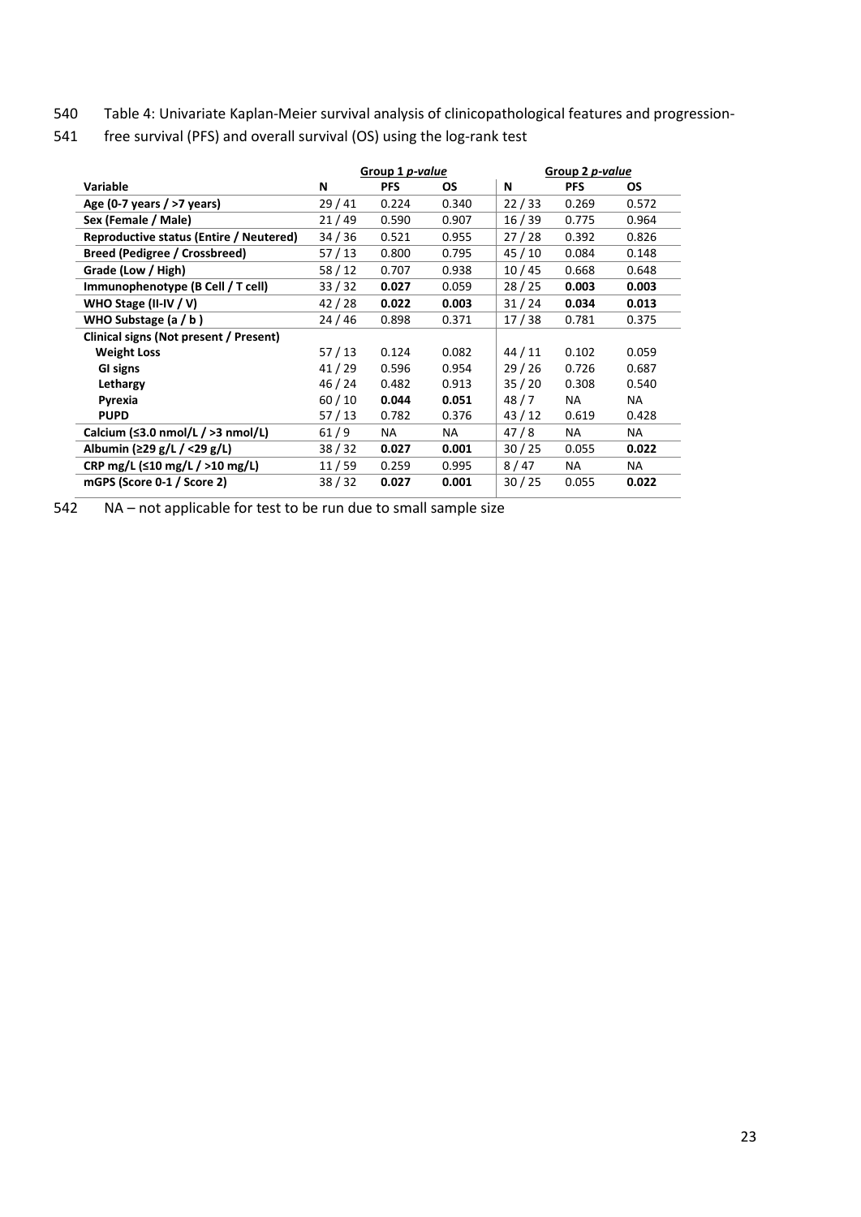Table 4: Univariate Kaplan-Meier survival analysis of clinicopathological features and progression-free survival (PFS) and overall survival (OS) using the log-rank test

| | Group 1 *p-value* | | | Group 2 *p-value* | | |
|---|---|---|---|---|---|---|
| **Variable** | **N** | **PFS** | **OS** | **N** | **PFS** | **OS** |
| **Age (0-7 years / >7 years)** | 29 / 41 | 0.224 | 0.340 | 22 / 33 | 0.269 | 0.572 |
| **Sex (Female / Male)** | 21 / 49 | 0.590 | 0.907 | 16 / 39 | 0.775 | 0.964 |
| **Reproductive status (Entire / Neutered)** | 34 / 36 | 0.521 | 0.955 | 27 / 28 | 0.392 | 0.826 |
| **Breed (Pedigree / Crossbreed)** | 57 / 13 | 0.800 | 0.795 | 45 / 10 | 0.084 | 0.148 |
| **Grade (Low / High)** | 58 / 12 | 0.707 | 0.938 | 10 / 45 | 0.668 | 0.648 |
| **Immunophenotype (B Cell / T cell)** | 33 / 32 | **0.027** | 0.059 | 28 / 25 | **0.003** | **0.003** |
| **WHO Stage (II-IV / V)** | 42 / 28 | **0.022** | **0.003** | 31 / 24 | **0.034** | **0.013** |
| **WHO Substage (a / b )** | 24 / 46 | 0.898 | 0.371 | 17 / 38 | 0.781 | 0.375 |
| **Clinical signs (Not present / Present)** | | | | | | |
| **Weight Loss** | 57 / 13 | 0.124 | 0.082 | 44 / 11 | 0.102 | 0.059 |
| **GI signs** | 41 / 29 | 0.596 | 0.954 | 29 / 26 | 0.726 | 0.687 |
| **Lethargy** | 46 / 24 | 0.482 | 0.913 | 35 / 20 | 0.308 | 0.540 |
| **Pyrexia** | 60 / 10 | **0.044** | **0.051** | 48 / 7 | NA | NA |
| **PUPD** | 57 / 13 | 0.782 | 0.376 | 43 / 12 | 0.619 | 0.428 |
| **Calcium (≤3.0 nmol/L / >3 nmol/L)** | 61 / 9 | NA | NA | 47 / 8 | NA | NA |
| **Albumin (≥29 g/L / <29 g/L)** | 38 / 32 | **0.027** | **0.001** | 30 / 25 | 0.055 | **0.022** |
| **CRP mg/L (≤10 mg/L / >10 mg/L)** | 11 / 59 | 0.259 | 0.995 | 8 / 47 | NA | NA |
| **mGPS (Score 0-1 / Score 2)** | 38 / 32 | **0.027** | **0.001** | 30 / 25 | 0.055 | **0.022** |

NA – not applicable for test to be run due to small sample size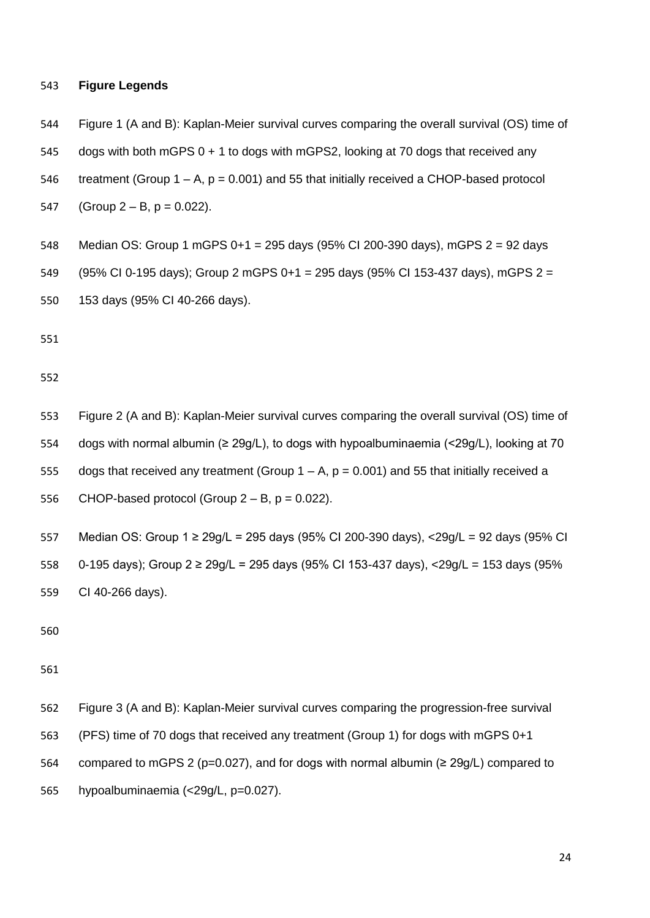**Figure Legends**

Figure 1 (A and B): Kaplan-Meier survival curves comparing the overall survival (OS) time of dogs with both mGPS 0 + 1 to dogs with mGPS2, looking at 70 dogs that received any treatment (Group 1 – A, p = 0.001) and 55 that initially received a CHOP-based protocol (Group 2 – B, p = 0.022).

Median OS: Group 1 mGPS 0+1 = 295 days (95% CI 200-390 days), mGPS 2 = 92 days (95% CI 0-195 days); Group 2 mGPS 0+1 = 295 days (95% CI 153-437 days), mGPS 2 = 153 days (95% CI 40-266 days).

Figure 2 (A and B): Kaplan-Meier survival curves comparing the overall survival (OS) time of dogs with normal albumin (≥ 29g/L), to dogs with hypoalbuminaemia (<29g/L), looking at 70 dogs that received any treatment (Group 1 – A, p = 0.001) and 55 that initially received a CHOP-based protocol (Group 2 – B, p = 0.022).

Median OS: Group 1 ≥ 29g/L = 295 days (95% CI 200-390 days), <29g/L = 92 days (95% CI 0-195 days); Group 2 ≥ 29g/L = 295 days (95% CI 153-437 days), <29g/L = 153 days (95% CI 40-266 days).

Figure 3 (A and B): Kaplan-Meier survival curves comparing the progression-free survival (PFS) time of 70 dogs that received any treatment (Group 1) for dogs with mGPS 0+1 compared to mGPS 2 (p=0.027), and for dogs with normal albumin (≥ 29g/L) compared to hypoalbuminaemia (<29g/L, p=0.027).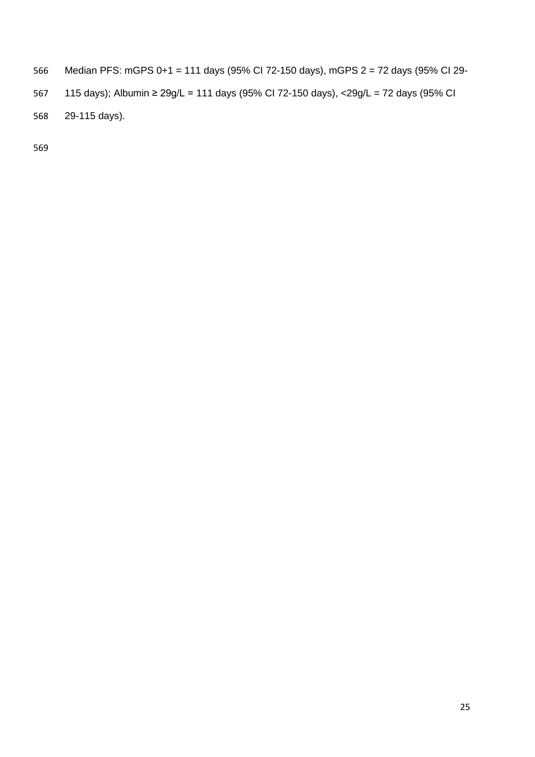Median PFS: mGPS 0+1 = 111 days (95% CI 72-150 days), mGPS 2 = 72 days (95% CI 29-115 days); Albumin ≥ 29g/L = 111 days (95% CI 72-150 days), <29g/L = 72 days (95% CI 29-115 days).